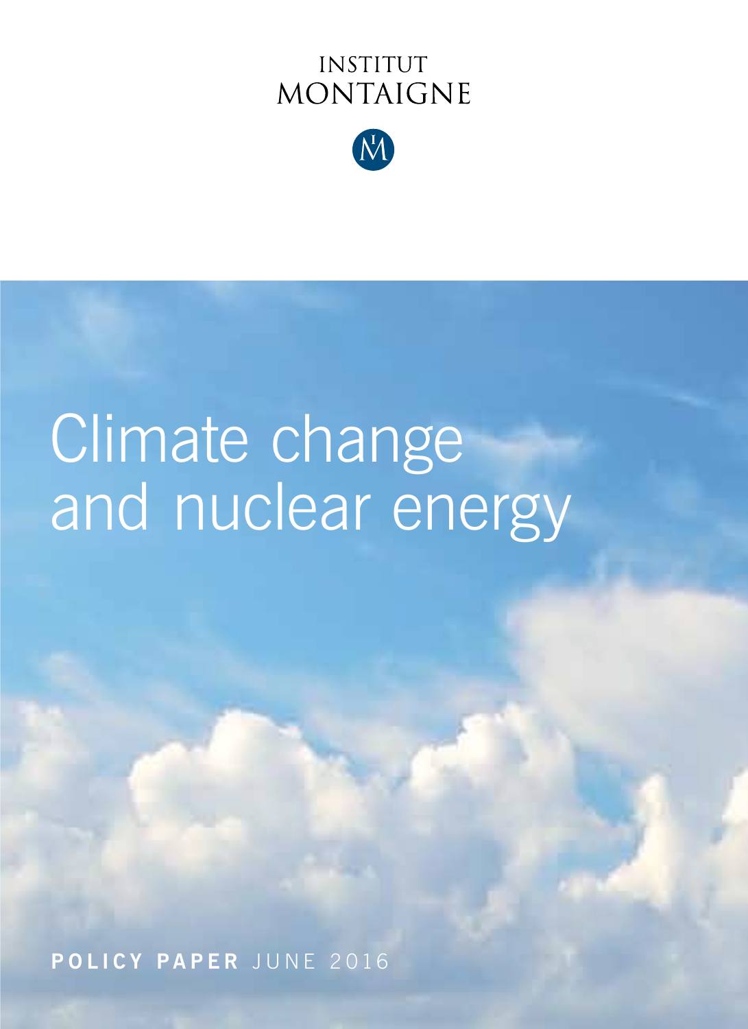INSTITUT
MONTAIGNE

# Climate change and nuclear energy

**POLICY PAPER** JUNE 2016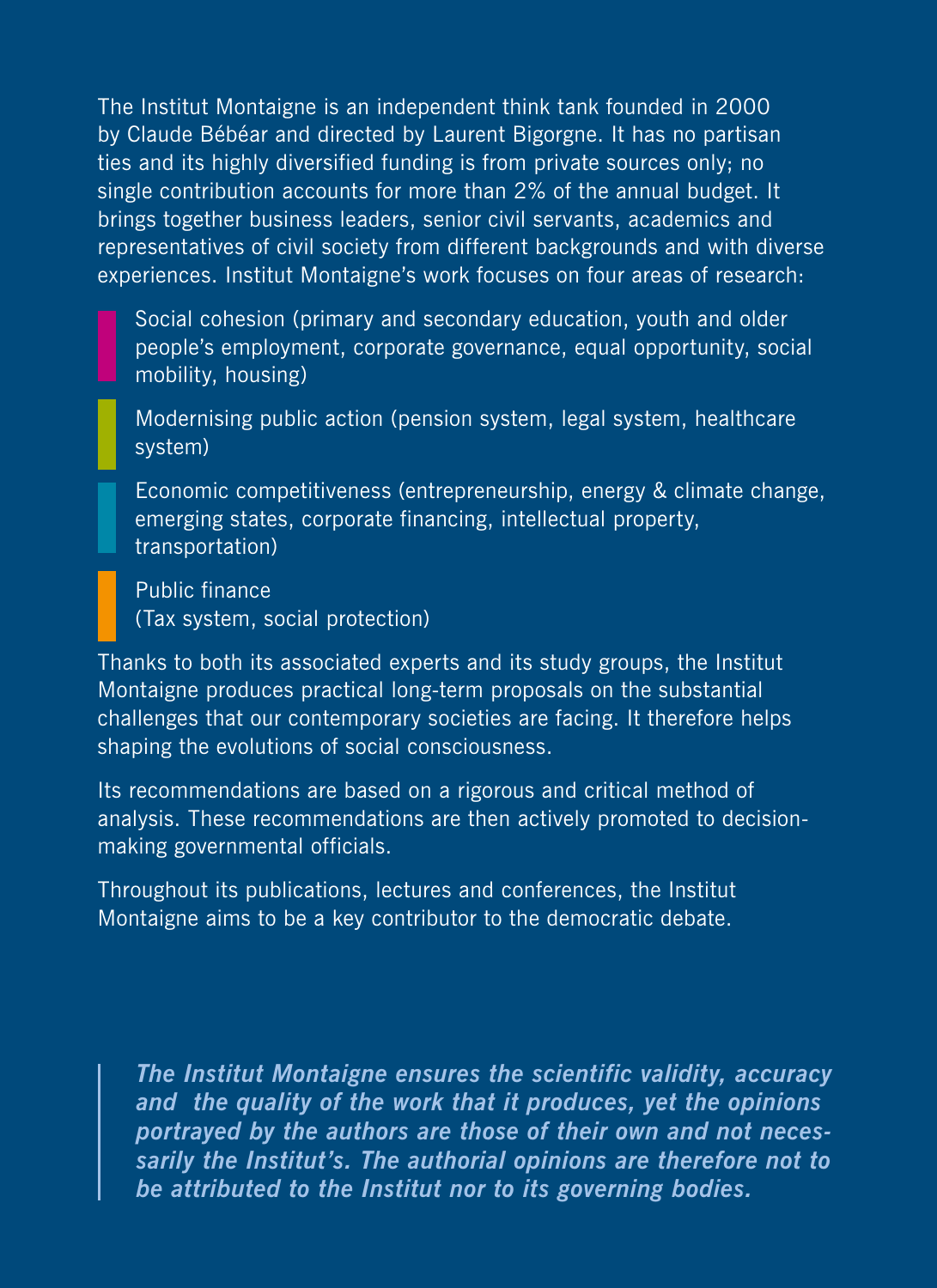The Institut Montaigne is an independent think tank founded in 2000 by Claude Bébéar and directed by Laurent Bigorgne. It has no partisan ties and its highly diversified funding is from private sources only; no single contribution accounts for more than 2% of the annual budget. It brings together business leaders, senior civil servants, academics and representatives of civil society from different backgrounds and with diverse experiences. Institut Montaigne's work focuses on four areas of research:

- Social cohesion (primary and secondary education, youth and older people's employment, corporate governance, equal opportunity, social mobility, housing)
- Modernising public action (pension system, legal system, healthcare system)
- Economic competitiveness (entrepreneurship, energy & climate change, emerging states, corporate financing, intellectual property, transportation)
- Public finance (Tax system, social protection)

Thanks to both its associated experts and its study groups, the Institut Montaigne produces practical long-term proposals on the substantial challenges that our contemporary societies are facing. It therefore helps shaping the evolutions of social consciousness.

Its recommendations are based on a rigorous and critical method of analysis. These recommendations are then actively promoted to decision-making governmental officials.

Throughout its publications, lectures and conferences, the Institut Montaigne aims to be a key contributor to the democratic debate.

> ***The Institut Montaigne ensures the scientific validity, accuracy and the quality of the work that it produces, yet the opinions portrayed by the authors are those of their own and not necessarily the Institut's. The authorial opinions are therefore not to be attributed to the Institut nor to its governing bodies.***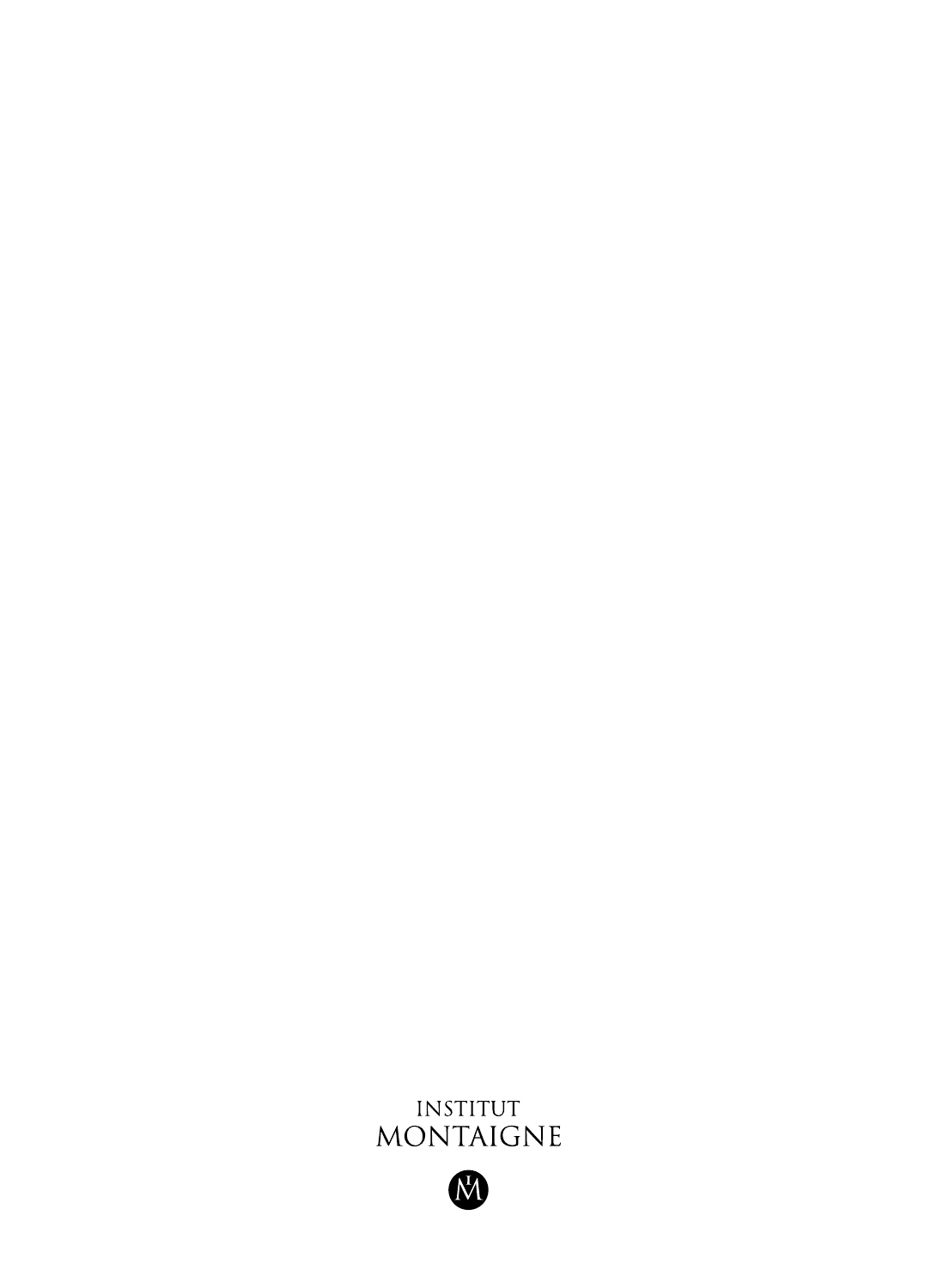INSTITUT
MONTAIGNE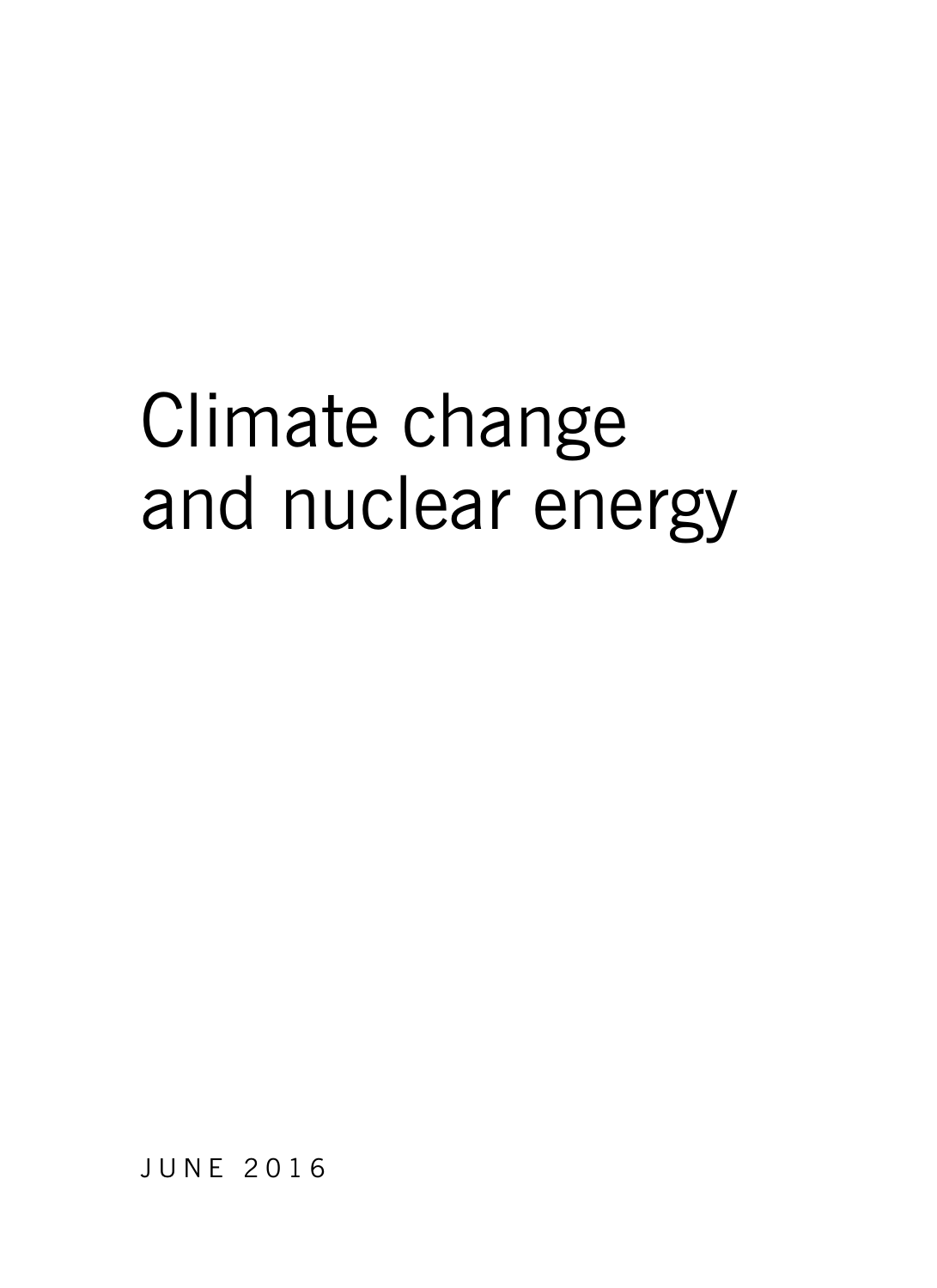# Climate change and nuclear energy

JUNE 2016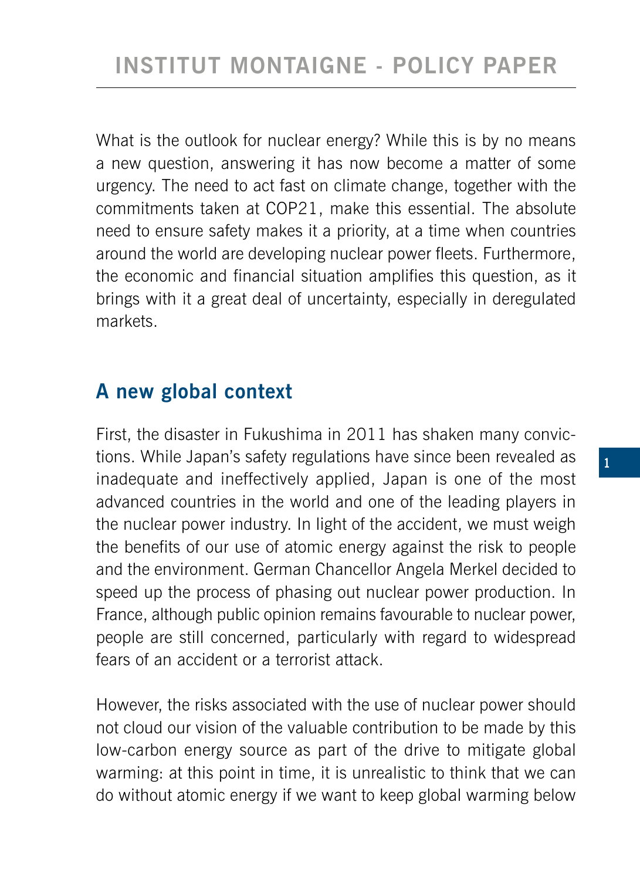What is the outlook for nuclear energy? While this is by no means a new question, answering it has now become a matter of some urgency. The need to act fast on climate change, together with the commitments taken at COP21, make this essential. The absolute need to ensure safety makes it a priority, at a time when countries around the world are developing nuclear power fleets. Furthermore, the economic and financial situation amplifies this question, as it brings with it a great deal of uncertainty, especially in deregulated markets.

## A new global context

First, the disaster in Fukushima in 2011 has shaken many convictions. While Japan's safety regulations have since been revealed as inadequate and ineffectively applied, Japan is one of the most advanced countries in the world and one of the leading players in the nuclear power industry. In light of the accident, we must weigh the benefits of our use of atomic energy against the risk to people and the environment. German Chancellor Angela Merkel decided to speed up the process of phasing out nuclear power production. In France, although public opinion remains favourable to nuclear power, people are still concerned, particularly with regard to widespread fears of an accident or a terrorist attack.

However, the risks associated with the use of nuclear power should not cloud our vision of the valuable contribution to be made by this low-carbon energy source as part of the drive to mitigate global warming: at this point in time, it is unrealistic to think that we can do without atomic energy if we want to keep global warming below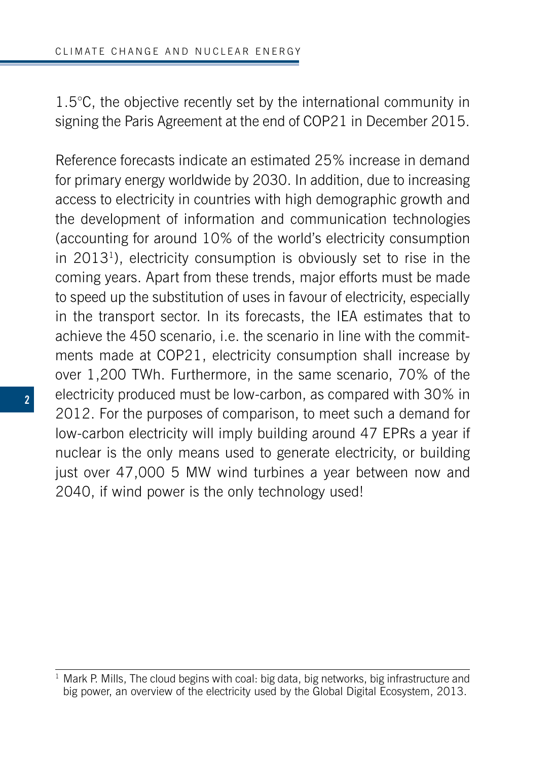1.5°C, the objective recently set by the international community in signing the Paris Agreement at the end of COP21 in December 2015.

Reference forecasts indicate an estimated 25% increase in demand for primary energy worldwide by 2030. In addition, due to increasing access to electricity in countries with high demographic growth and the development of information and communication technologies (accounting for around 10% of the world's electricity consumption in 2013[1]), electricity consumption is obviously set to rise in the coming years. Apart from these trends, major efforts must be made to speed up the substitution of uses in favour of electricity, especially in the transport sector. In its forecasts, the IEA estimates that to achieve the 450 scenario, i.e. the scenario in line with the commitments made at COP21, electricity consumption shall increase by over 1,200 TWh. Furthermore, in the same scenario, 70% of the electricity produced must be low-carbon, as compared with 30% in 2012. For the purposes of comparison, to meet such a demand for low-carbon electricity will imply building around 47 EPRs a year if nuclear is the only means used to generate electricity, or building just over 47,000 5 MW wind turbines a year between now and 2040, if wind power is the only technology used!

---

[1] Mark P. Mills, The cloud begins with coal: big data, big networks, big infrastructure and big power, an overview of the electricity used by the Global Digital Ecosystem, 2013.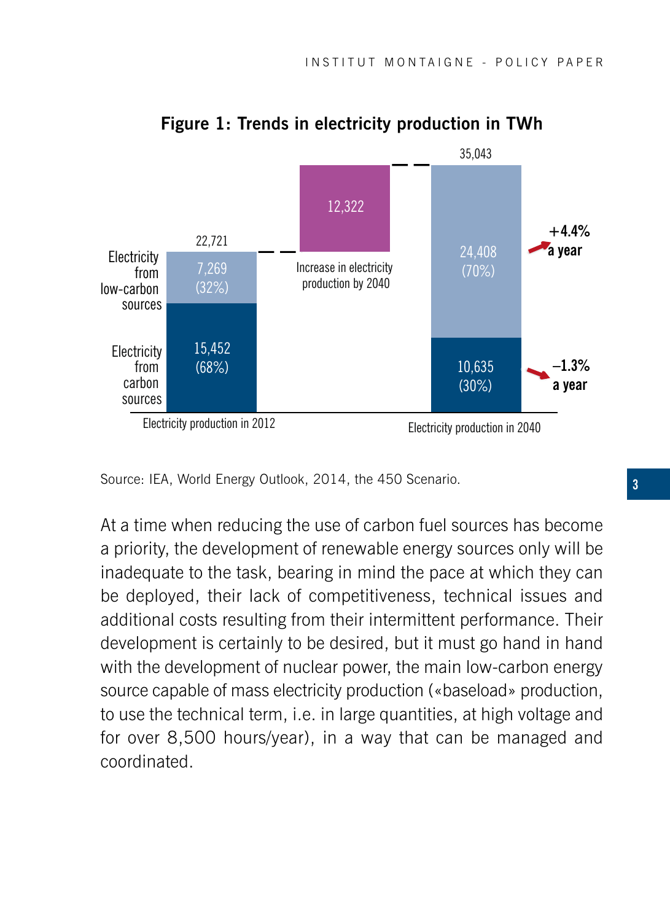**Figure 1: Trends in electricity production in TWh**

| | Electricity production in 2012 | Increase in electricity production by 2040 | Electricity production in 2040 | Annual change |
|---|---|---|---|---|
| Electricity from low-carbon sources | 7,269 (32%) | | 24,408 (70%) | +4.4% a year |
| Electricity from carbon sources | 15,452 (68%) | | 10,635 (30%) | –1.3% a year |
| Total | 22,721 | 12,322 | 35,043 | |

Source: IEA, World Energy Outlook, 2014, the 450 Scenario.

At a time when reducing the use of carbon fuel sources has become a priority, the development of renewable energy sources only will be inadequate to the task, bearing in mind the pace at which they can be deployed, their lack of competitiveness, technical issues and additional costs resulting from their intermittent performance. Their development is certainly to be desired, but it must go hand in hand with the development of nuclear power, the main low-carbon energy source capable of mass electricity production («baseload» production, to use the technical term, i.e. in large quantities, at high voltage and for over 8,500 hours/year), in a way that can be managed and coordinated.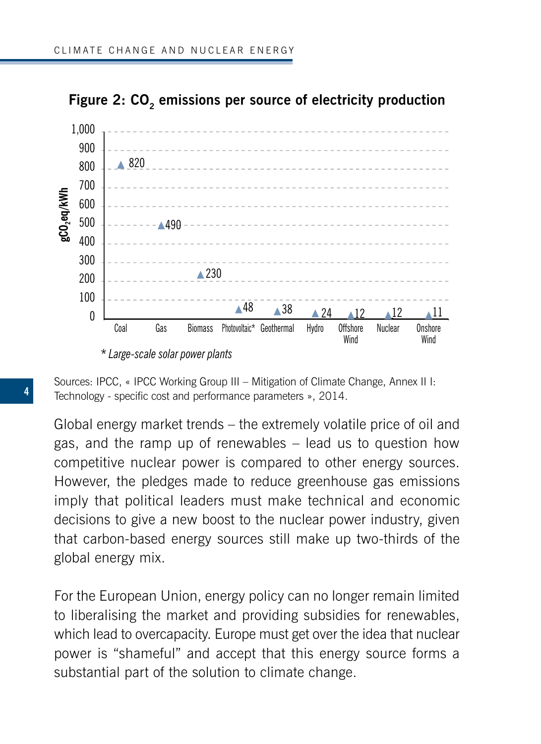**Figure 2: $CO_2$ emissions per source of electricity production**

| Source | $gCO_2eq/kWh$ |
|---|---|
| Coal | 820 |
| Gas | 490 |
| Biomass | 230 |
| Photovoltaic* | 48 |
| Geothermal | 38 |
| Hydro | 24 |
| Offshore Wind | 12 |
| Nuclear | 12 |
| Onshore Wind | 11 |

*\* Large-scale solar power plants*

Sources: IPCC, « IPCC Working Group III – Mitigation of Climate Change, Annex II I: Technology - specific cost and performance parameters », 2014.

Global energy market trends – the extremely volatile price of oil and gas, and the ramp up of renewables – lead us to question how competitive nuclear power is compared to other energy sources. However, the pledges made to reduce greenhouse gas emissions imply that political leaders must make technical and economic decisions to give a new boost to the nuclear power industry, given that carbon-based energy sources still make up two-thirds of the global energy mix.

For the European Union, energy policy can no longer remain limited to liberalising the market and providing subsidies for renewables, which lead to overcapacity. Europe must get over the idea that nuclear power is "shameful" and accept that this energy source forms a substantial part of the solution to climate change.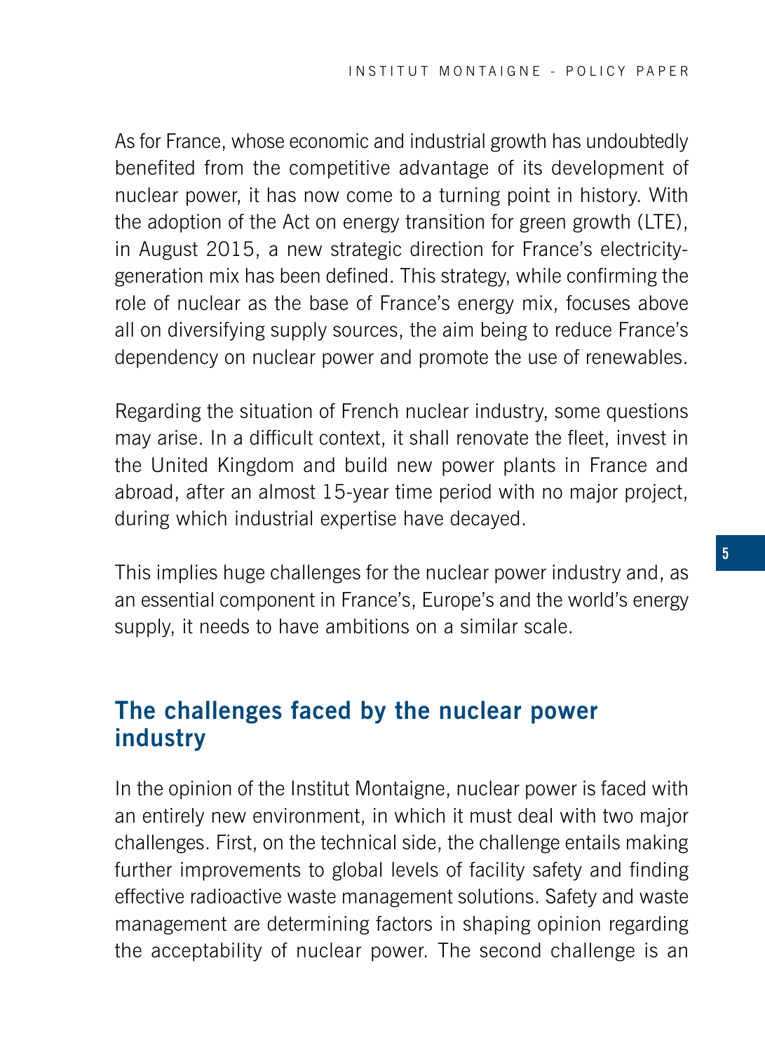As for France, whose economic and industrial growth has undoubtedly benefited from the competitive advantage of its development of nuclear power, it has now come to a turning point in history. With the adoption of the Act on energy transition for green growth (LTE), in August 2015, a new strategic direction for France's electricity-generation mix has been defined. This strategy, while confirming the role of nuclear as the base of France's energy mix, focuses above all on diversifying supply sources, the aim being to reduce France's dependency on nuclear power and promote the use of renewables.

Regarding the situation of French nuclear industry, some questions may arise. In a difficult context, it shall renovate the fleet, invest in the United Kingdom and build new power plants in France and abroad, after an almost 15-year time period with no major project, during which industrial expertise have decayed.

This implies huge challenges for the nuclear power industry and, as an essential component in France's, Europe's and the world's energy supply, it needs to have ambitions on a similar scale.

## The challenges faced by the nuclear power industry

In the opinion of the Institut Montaigne, nuclear power is faced with an entirely new environment, in which it must deal with two major challenges. First, on the technical side, the challenge entails making further improvements to global levels of facility safety and finding effective radioactive waste management solutions. Safety and waste management are determining factors in shaping opinion regarding the acceptability of nuclear power. The second challenge is an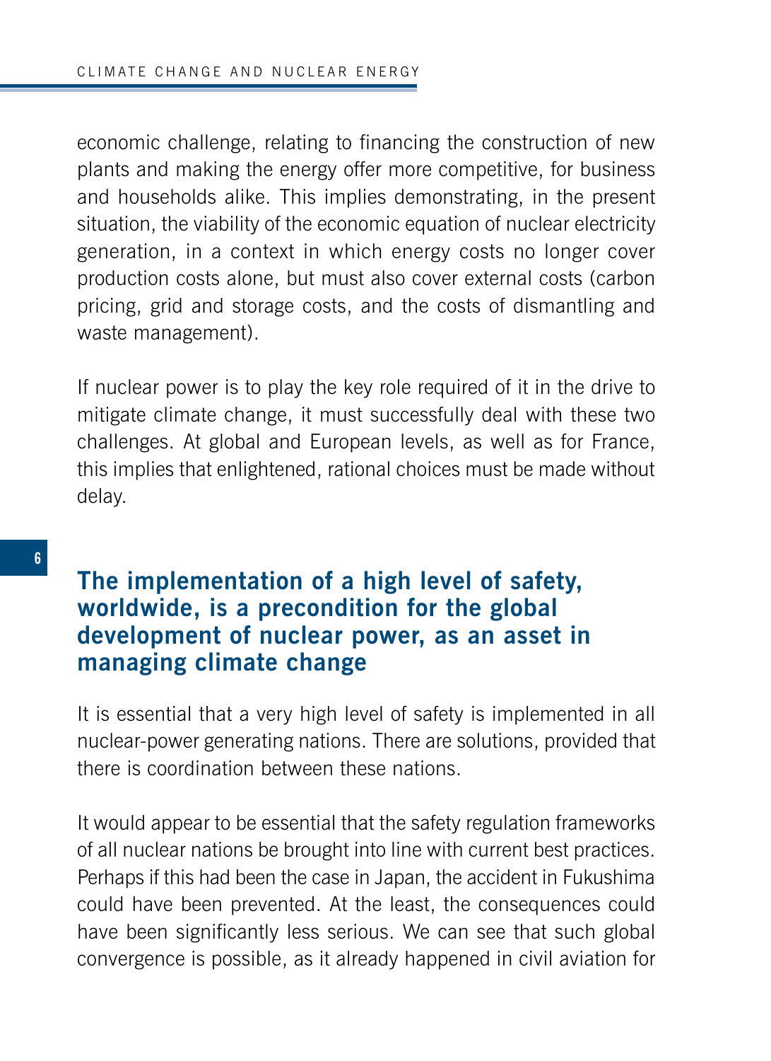economic challenge, relating to financing the construction of new plants and making the energy offer more competitive, for business and households alike. This implies demonstrating, in the present situation, the viability of the economic equation of nuclear electricity generation, in a context in which energy costs no longer cover production costs alone, but must also cover external costs (carbon pricing, grid and storage costs, and the costs of dismantling and waste management).

If nuclear power is to play the key role required of it in the drive to mitigate climate change, it must successfully deal with these two challenges. At global and European levels, as well as for France, this implies that enlightened, rational choices must be made without delay.

## The implementation of a high level of safety, worldwide, is a precondition for the global development of nuclear power, as an asset in managing climate change

It is essential that a very high level of safety is implemented in all nuclear-power generating nations. There are solutions, provided that there is coordination between these nations.

It would appear to be essential that the safety regulation frameworks of all nuclear nations be brought into line with current best practices. Perhaps if this had been the case in Japan, the accident in Fukushima could have been prevented. At the least, the consequences could have been significantly less serious. We can see that such global convergence is possible, as it already happened in civil aviation for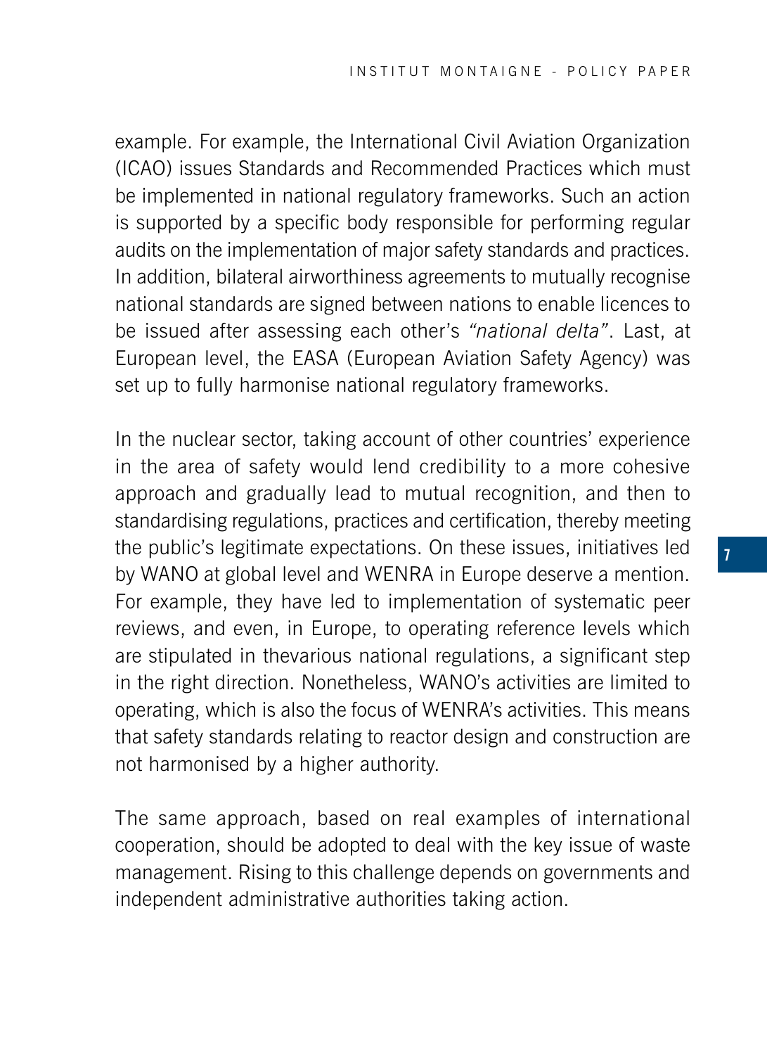example. For example, the International Civil Aviation Organization (ICAO) issues Standards and Recommended Practices which must be implemented in national regulatory frameworks. Such an action is supported by a specific body responsible for performing regular audits on the implementation of major safety standards and practices. In addition, bilateral airworthiness agreements to mutually recognise national standards are signed between nations to enable licences to be issued after assessing each other's *"national delta"*. Last, at European level, the EASA (European Aviation Safety Agency) was set up to fully harmonise national regulatory frameworks.

In the nuclear sector, taking account of other countries' experience in the area of safety would lend credibility to a more cohesive approach and gradually lead to mutual recognition, and then to standardising regulations, practices and certification, thereby meeting the public's legitimate expectations. On these issues, initiatives led by WANO at global level and WENRA in Europe deserve a mention. For example, they have led to implementation of systematic peer reviews, and even, in Europe, to operating reference levels which are stipulated in thevarious national regulations, a significant step in the right direction. Nonetheless, WANO's activities are limited to operating, which is also the focus of WENRA's activities. This means that safety standards relating to reactor design and construction are not harmonised by a higher authority.

The same approach, based on real examples of international cooperation, should be adopted to deal with the key issue of waste management. Rising to this challenge depends on governments and independent administrative authorities taking action.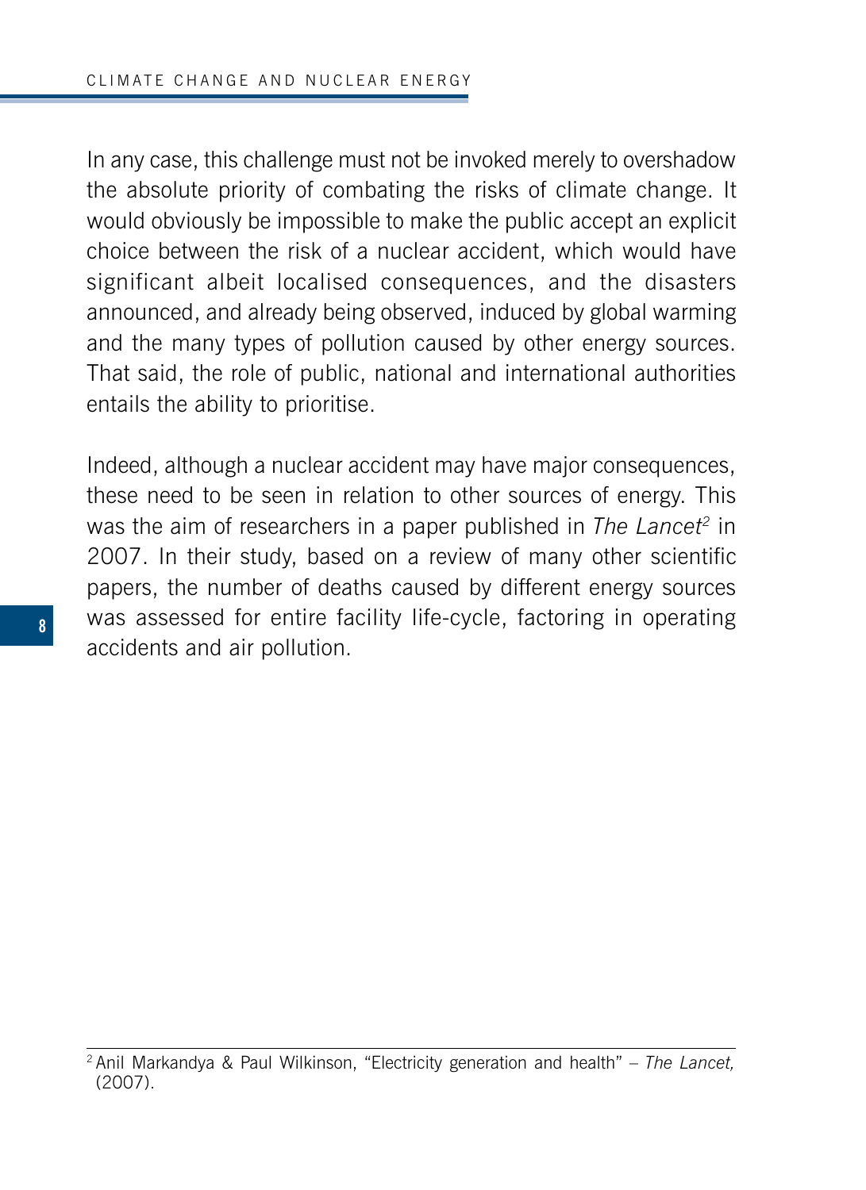In any case, this challenge must not be invoked merely to overshadow the absolute priority of combating the risks of climate change. It would obviously be impossible to make the public accept an explicit choice between the risk of a nuclear accident, which would have significant albeit localised consequences, and the disasters announced, and already being observed, induced by global warming and the many types of pollution caused by other energy sources. That said, the role of public, national and international authorities entails the ability to prioritise.

Indeed, although a nuclear accident may have major consequences, these need to be seen in relation to other sources of energy. This was the aim of researchers in a paper published in *The Lancet*[2] in 2007. In their study, based on a review of many other scientific papers, the number of deaths caused by different energy sources was assessed for entire facility life-cycle, factoring in operating accidents and air pollution.

[2] Anil Markandya & Paul Wilkinson, "Electricity generation and health" – *The Lancet,* (2007).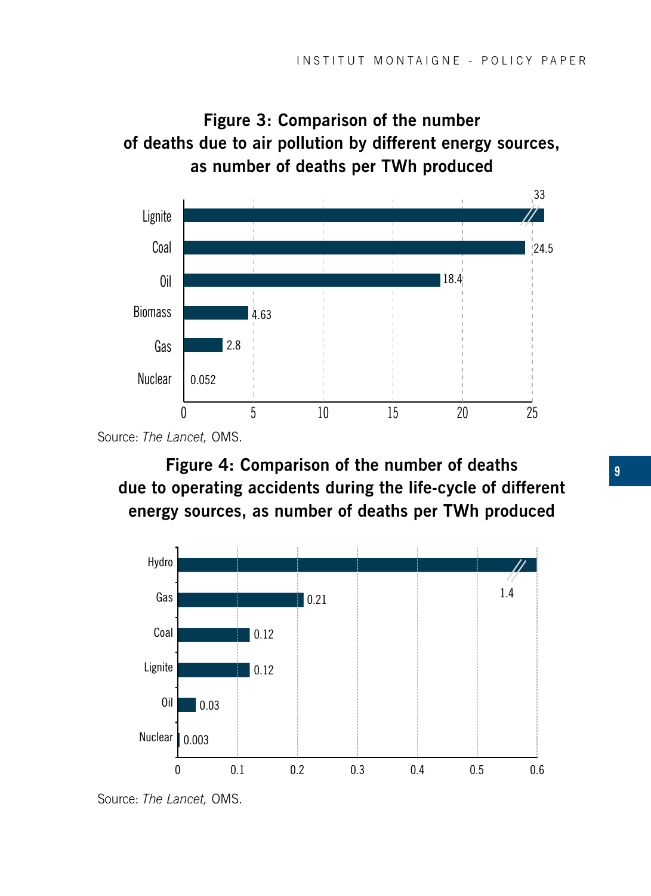**Figure 3: Comparison of the number of deaths due to air pollution by different energy sources, as number of deaths per TWh produced**

| Energy source | Deaths per TWh |
|---|---|
| Lignite | 33 |
| Coal | 24.5 |
| Oil | 18.4 |
| Biomass | 4.63 |
| Gas | 2.8 |
| Nuclear | 0.052 |

Source: *The Lancet,* OMS.

**Figure 4: Comparison of the number of deaths due to operating accidents during the life-cycle of different energy sources, as number of deaths per TWh produced**

| Energy source | Deaths per TWh |
|---|---|
| Hydro | 1.4 |
| Gas | 0.21 |
| Coal | 0.12 |
| Lignite | 0.12 |
| Oil | 0.03 |
| Nuclear | 0.003 |

Source: *The Lancet,* OMS.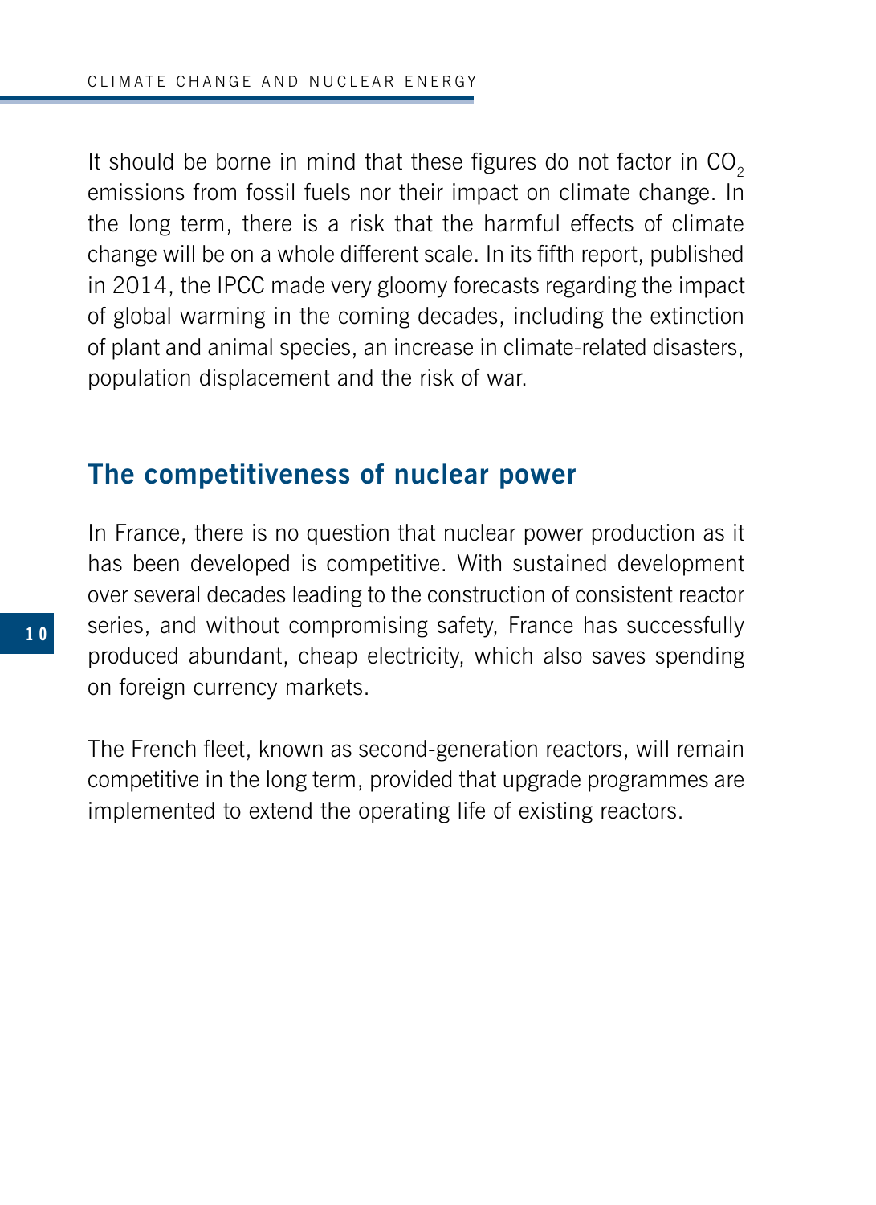It should be borne in mind that these figures do not factor in $CO_2$ emissions from fossil fuels nor their impact on climate change. In the long term, there is a risk that the harmful effects of climate change will be on a whole different scale. In its fifth report, published in 2014, the IPCC made very gloomy forecasts regarding the impact of global warming in the coming decades, including the extinction of plant and animal species, an increase in climate-related disasters, population displacement and the risk of war.

## The competitiveness of nuclear power

In France, there is no question that nuclear power production as it has been developed is competitive. With sustained development over several decades leading to the construction of consistent reactor series, and without compromising safety, France has successfully produced abundant, cheap electricity, which also saves spending on foreign currency markets.

The French fleet, known as second-generation reactors, will remain competitive in the long term, provided that upgrade programmes are implemented to extend the operating life of existing reactors.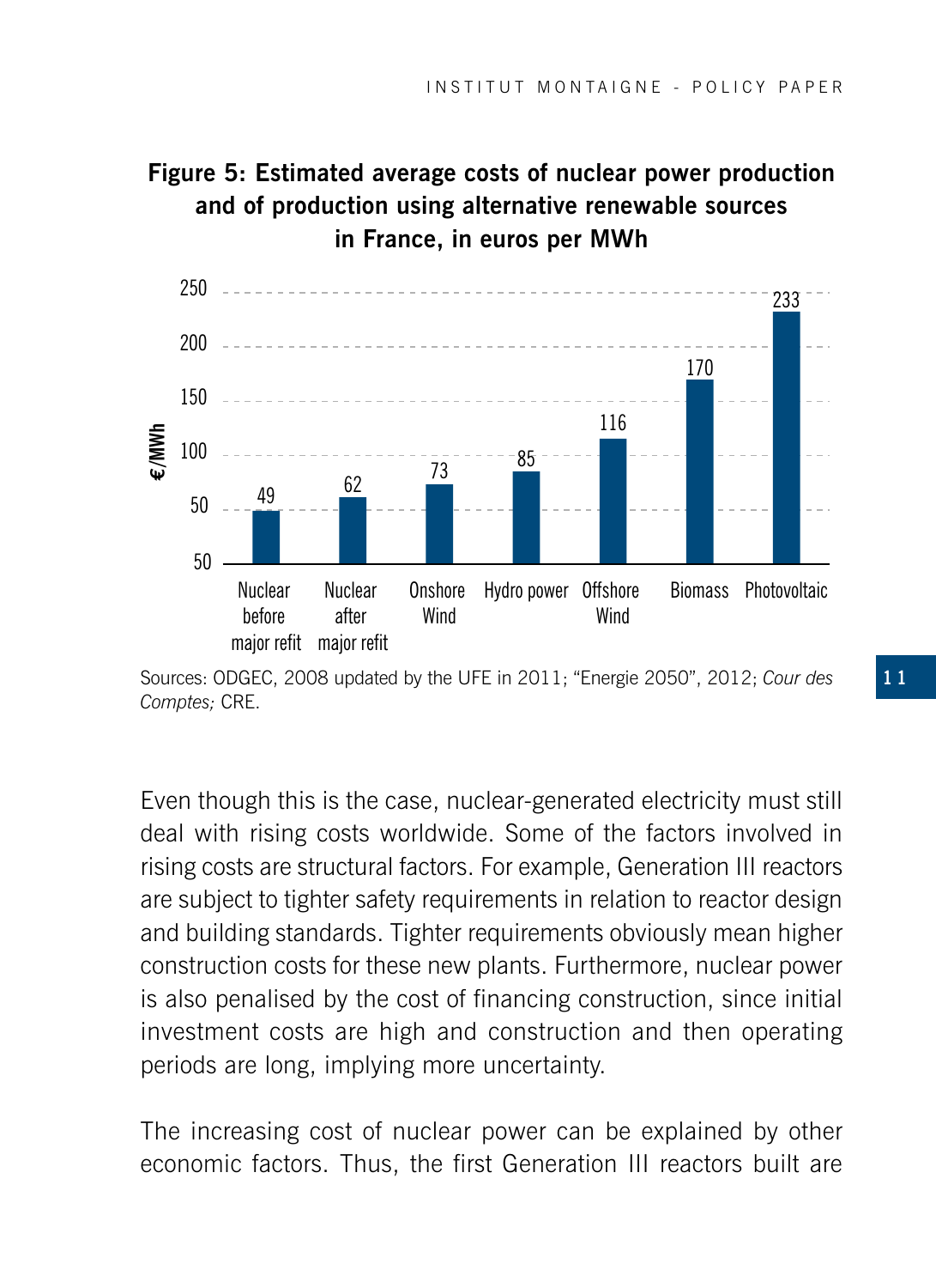**Figure 5: Estimated average costs of nuclear power production and of production using alternative renewable sources in France, in euros per MWh**

| | €/MWh |
|---|---|
| Nuclear before major refit | 49 |
| Nuclear after major refit | 62 |
| Onshore Wind | 73 |
| Hydro power | 85 |
| Offshore Wind | 116 |
| Biomass | 170 |
| Photovoltaic | 233 |

Sources: ODGEC, 2008 updated by the UFE in 2011; "Energie 2050", 2012; *Cour des Comptes;* CRE.

Even though this is the case, nuclear-generated electricity must still deal with rising costs worldwide. Some of the factors involved in rising costs are structural factors. For example, Generation III reactors are subject to tighter safety requirements in relation to reactor design and building standards. Tighter requirements obviously mean higher construction costs for these new plants. Furthermore, nuclear power is also penalised by the cost of financing construction, since initial investment costs are high and construction and then operating periods are long, implying more uncertainty.

The increasing cost of nuclear power can be explained by other economic factors. Thus, the first Generation III reactors built are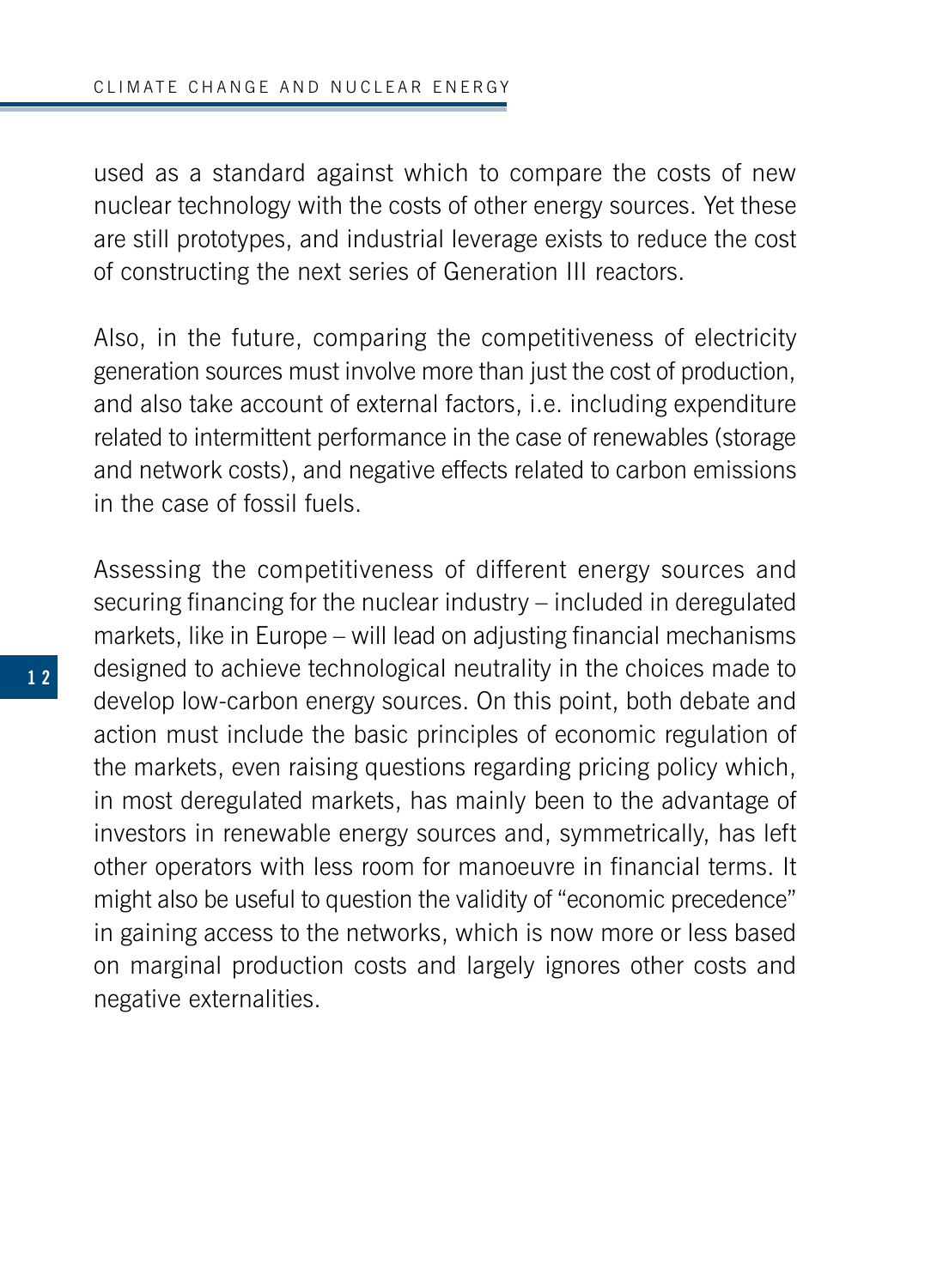used as a standard against which to compare the costs of new nuclear technology with the costs of other energy sources. Yet these are still prototypes, and industrial leverage exists to reduce the cost of constructing the next series of Generation III reactors.

Also, in the future, comparing the competitiveness of electricity generation sources must involve more than just the cost of production, and also take account of external factors, i.e. including expenditure related to intermittent performance in the case of renewables (storage and network costs), and negative effects related to carbon emissions in the case of fossil fuels.

Assessing the competitiveness of different energy sources and securing financing for the nuclear industry – included in deregulated markets, like in Europe – will lead on adjusting financial mechanisms designed to achieve technological neutrality in the choices made to develop low-carbon energy sources. On this point, both debate and action must include the basic principles of economic regulation of the markets, even raising questions regarding pricing policy which, in most deregulated markets, has mainly been to the advantage of investors in renewable energy sources and, symmetrically, has left other operators with less room for manoeuvre in financial terms. It might also be useful to question the validity of "economic precedence" in gaining access to the networks, which is now more or less based on marginal production costs and largely ignores other costs and negative externalities.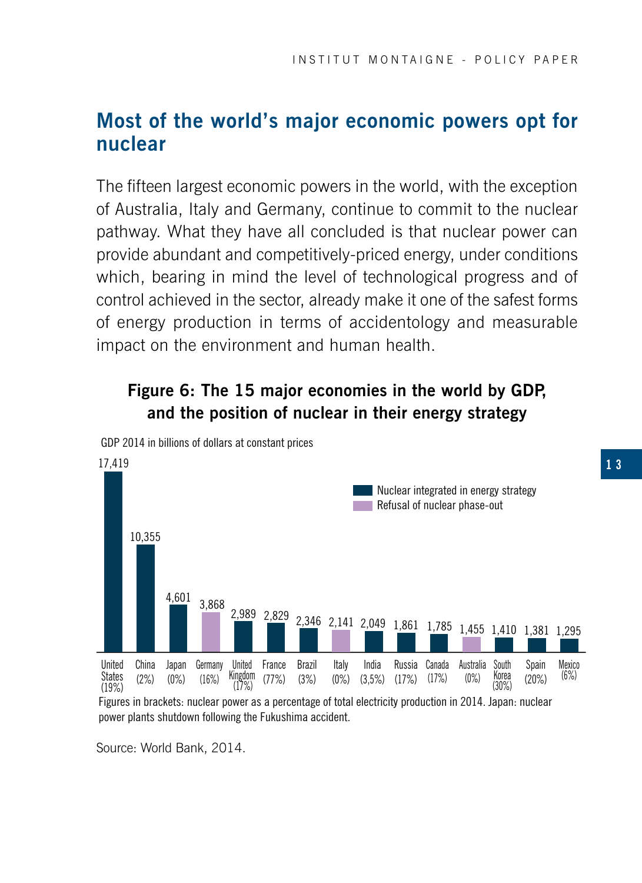## Most of the world's major economic powers opt for nuclear

The fifteen largest economic powers in the world, with the exception of Australia, Italy and Germany, continue to commit to the nuclear pathway. What they have all concluded is that nuclear power can provide abundant and competitively-priced energy, under conditions which, bearing in mind the level of technological progress and of control achieved in the sector, already make it one of the safest forms of energy production in terms of accidentology and measurable impact on the environment and human health.

**Figure 6: The 15 major economies in the world by GDP, and the position of nuclear in their energy strategy**

GDP 2014 in billions of dollars at constant prices

| Country (nuclear share of electricity, 2014) | GDP 2014 | Position |
|---|---|---|
| United States (19%) | 17,419 | Nuclear integrated in energy strategy |
| China (2%) | 10,355 | Nuclear integrated in energy strategy |
| Japan (0%) | 4,601 | Nuclear integrated in energy strategy |
| Germany (16%) | 3,868 | Refusal of nuclear phase-out |
| United Kingdom (17%) | 2,989 | Nuclear integrated in energy strategy |
| France (77%) | 2,829 | Nuclear integrated in energy strategy |
| Brazil (3%) | 2,346 | Nuclear integrated in energy strategy |
| Italy (0%) | 2,141 | Refusal of nuclear phase-out |
| India (3,5%) | 2,049 | Nuclear integrated in energy strategy |
| Russia (17%) | 1,861 | Nuclear integrated in energy strategy |
| Canada (17%) | 1,785 | Nuclear integrated in energy strategy |
| Australia (0%) | 1,455 | Refusal of nuclear phase-out |
| South Korea (30%) | 1,410 | Nuclear integrated in energy strategy |
| Spain (20%) | 1,381 | Nuclear integrated in energy strategy |
| Mexico (6%) | 1,295 | Nuclear integrated in energy strategy |

Figures in brackets: nuclear power as a percentage of total electricity production in 2014. Japan: nuclear power plants shutdown following the Fukushima accident.

Source: World Bank, 2014.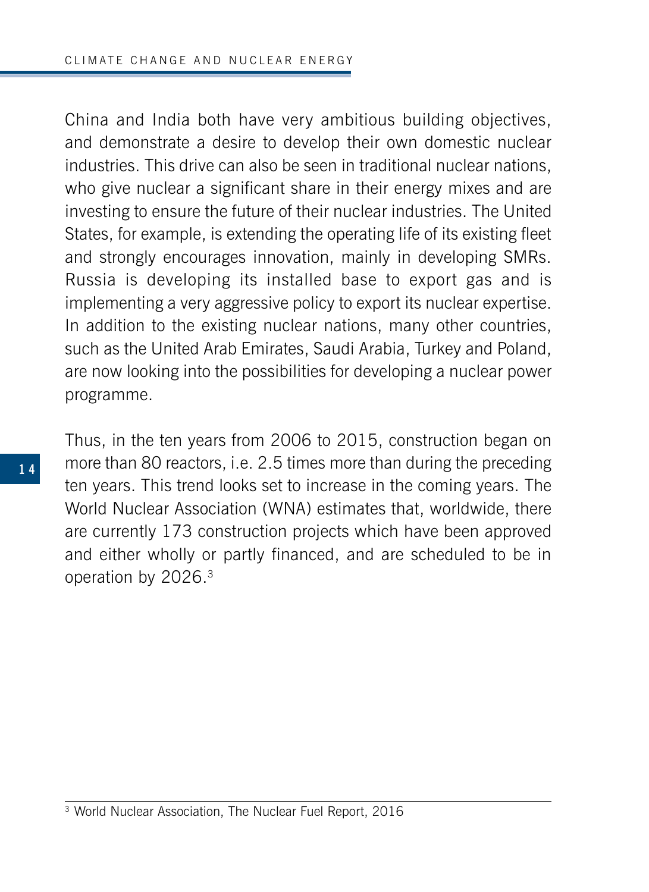China and India both have very ambitious building objectives, and demonstrate a desire to develop their own domestic nuclear industries. This drive can also be seen in traditional nuclear nations, who give nuclear a significant share in their energy mixes and are investing to ensure the future of their nuclear industries. The United States, for example, is extending the operating life of its existing fleet and strongly encourages innovation, mainly in developing SMRs. Russia is developing its installed base to export gas and is implementing a very aggressive policy to export its nuclear expertise. In addition to the existing nuclear nations, many other countries, such as the United Arab Emirates, Saudi Arabia, Turkey and Poland, are now looking into the possibilities for developing a nuclear power programme.

Thus, in the ten years from 2006 to 2015, construction began on more than 80 reactors, i.e. 2.5 times more than during the preceding ten years. This trend looks set to increase in the coming years. The World Nuclear Association (WNA) estimates that, worldwide, there are currently 173 construction projects which have been approved and either wholly or partly financed, and are scheduled to be in operation by 2026.[3]

---

[3] World Nuclear Association, The Nuclear Fuel Report, 2016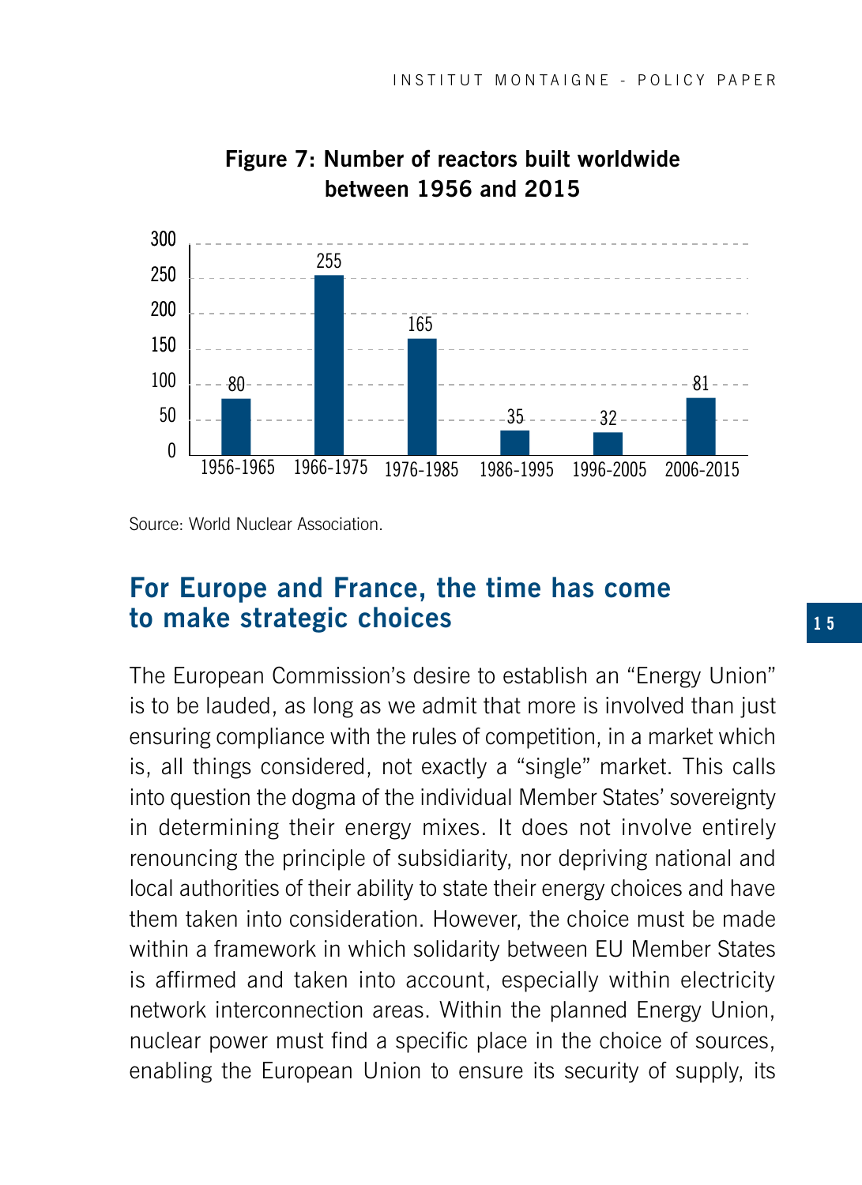**Figure 7: Number of reactors built worldwide between 1956 and 2015**

| Period | Number of reactors |
| --- | --- |
| 1956-1965 | 80 |
| 1966-1975 | 255 |
| 1976-1985 | 165 |
| 1986-1995 | 35 |
| 1996-2005 | 32 |
| 2006-2015 | 81 |

Source: World Nuclear Association.

## For Europe and France, the time has come to make strategic choices

The European Commission's desire to establish an "Energy Union" is to be lauded, as long as we admit that more is involved than just ensuring compliance with the rules of competition, in a market which is, all things considered, not exactly a "single" market. This calls into question the dogma of the individual Member States' sovereignty in determining their energy mixes. It does not involve entirely renouncing the principle of subsidiarity, nor depriving national and local authorities of their ability to state their energy choices and have them taken into consideration. However, the choice must be made within a framework in which solidarity between EU Member States is affirmed and taken into account, especially within electricity network interconnection areas. Within the planned Energy Union, nuclear power must find a specific place in the choice of sources, enabling the European Union to ensure its security of supply, its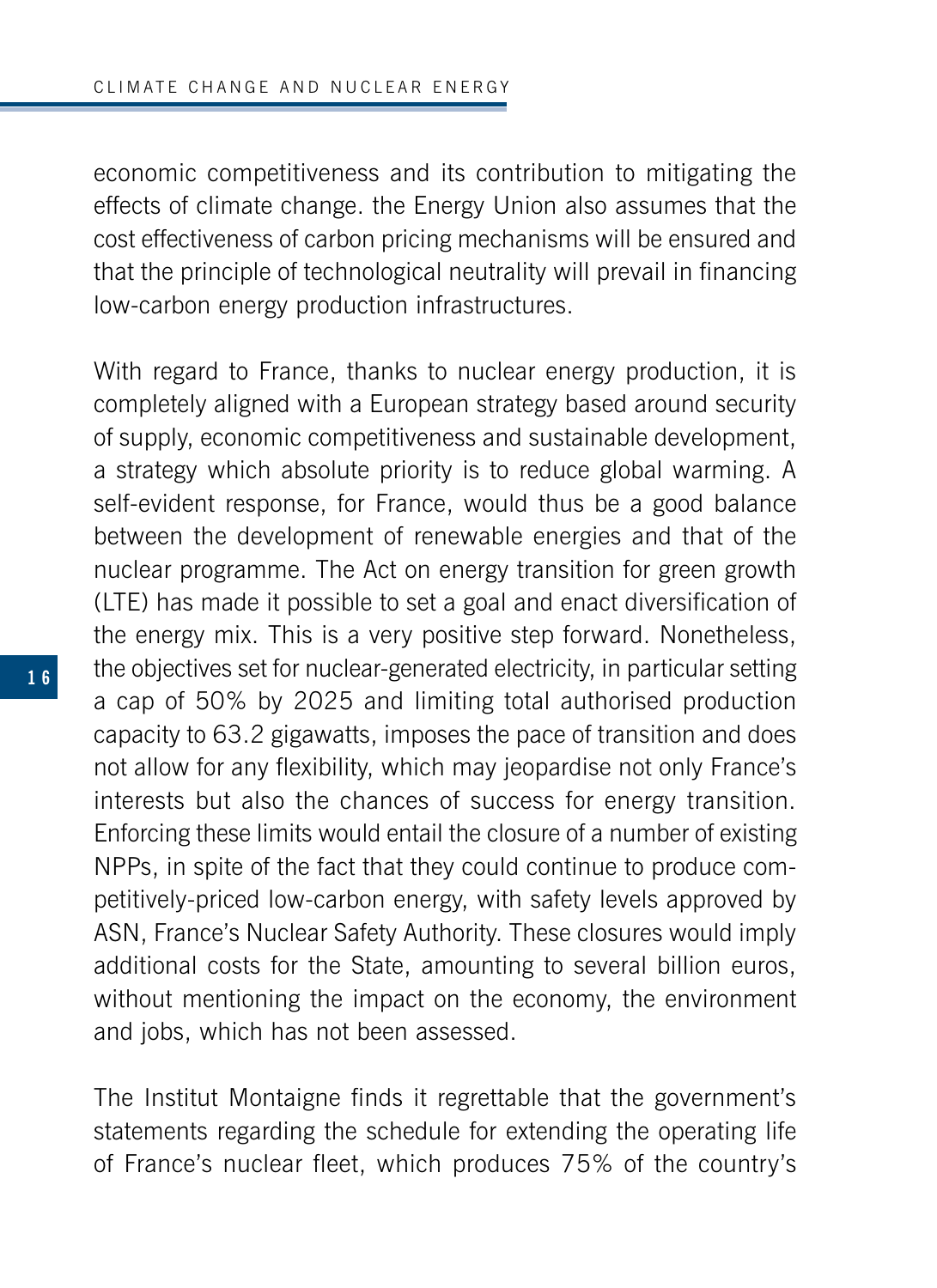economic competitiveness and its contribution to mitigating the effects of climate change. the Energy Union also assumes that the cost effectiveness of carbon pricing mechanisms will be ensured and that the principle of technological neutrality will prevail in financing low-carbon energy production infrastructures.

With regard to France, thanks to nuclear energy production, it is completely aligned with a European strategy based around security of supply, economic competitiveness and sustainable development, a strategy which absolute priority is to reduce global warming. A self-evident response, for France, would thus be a good balance between the development of renewable energies and that of the nuclear programme. The Act on energy transition for green growth (LTE) has made it possible to set a goal and enact diversification of the energy mix. This is a very positive step forward. Nonetheless, the objectives set for nuclear-generated electricity, in particular setting a cap of 50% by 2025 and limiting total authorised production capacity to 63.2 gigawatts, imposes the pace of transition and does not allow for any flexibility, which may jeopardise not only France's interests but also the chances of success for energy transition. Enforcing these limits would entail the closure of a number of existing NPPs, in spite of the fact that they could continue to produce competitively-priced low-carbon energy, with safety levels approved by ASN, France's Nuclear Safety Authority. These closures would imply additional costs for the State, amounting to several billion euros, without mentioning the impact on the economy, the environment and jobs, which has not been assessed.

The Institut Montaigne finds it regrettable that the government's statements regarding the schedule for extending the operating life of France's nuclear fleet, which produces 75% of the country's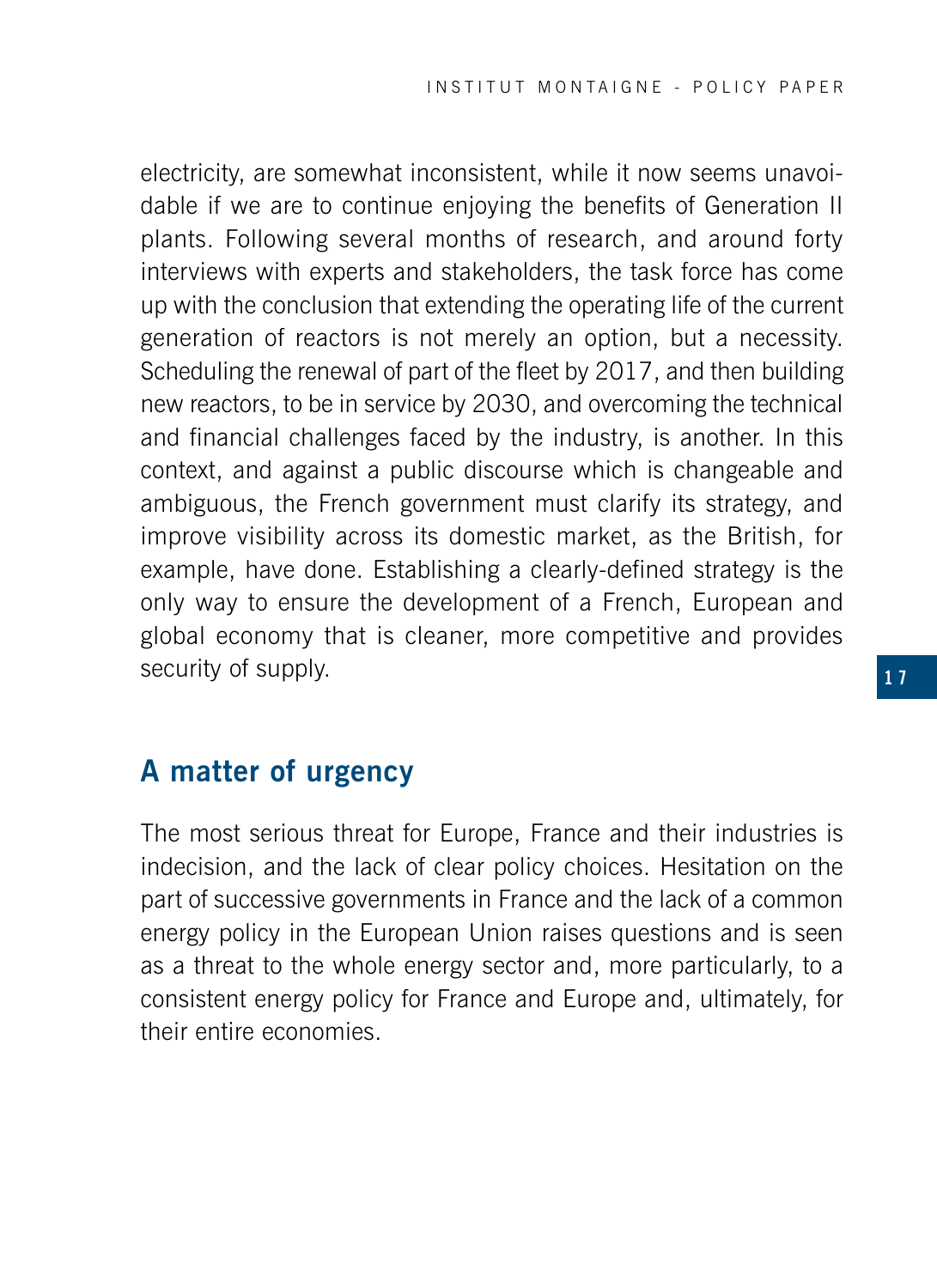electricity, are somewhat inconsistent, while it now seems unavoidable if we are to continue enjoying the benefits of Generation II plants. Following several months of research, and around forty interviews with experts and stakeholders, the task force has come up with the conclusion that extending the operating life of the current generation of reactors is not merely an option, but a necessity. Scheduling the renewal of part of the fleet by 2017, and then building new reactors, to be in service by 2030, and overcoming the technical and financial challenges faced by the industry, is another. In this context, and against a public discourse which is changeable and ambiguous, the French government must clarify its strategy, and improve visibility across its domestic market, as the British, for example, have done. Establishing a clearly-defined strategy is the only way to ensure the development of a French, European and global economy that is cleaner, more competitive and provides security of supply.

## A matter of urgency

The most serious threat for Europe, France and their industries is indecision, and the lack of clear policy choices. Hesitation on the part of successive governments in France and the lack of a common energy policy in the European Union raises questions and is seen as a threat to the whole energy sector and, more particularly, to a consistent energy policy for France and Europe and, ultimately, for their entire economies.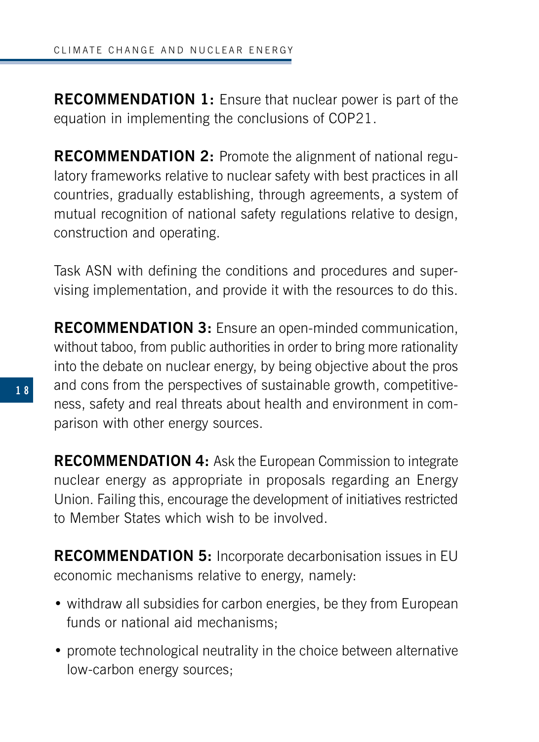**RECOMMENDATION 1:** Ensure that nuclear power is part of the equation in implementing the conclusions of COP21.

**RECOMMENDATION 2:** Promote the alignment of national regulatory frameworks relative to nuclear safety with best practices in all countries, gradually establishing, through agreements, a system of mutual recognition of national safety regulations relative to design, construction and operating.

Task ASN with defining the conditions and procedures and supervising implementation, and provide it with the resources to do this.

**RECOMMENDATION 3:** Ensure an open-minded communication, without taboo, from public authorities in order to bring more rationality into the debate on nuclear energy, by being objective about the pros and cons from the perspectives of sustainable growth, competitiveness, safety and real threats about health and environment in comparison with other energy sources.

**RECOMMENDATION 4:** Ask the European Commission to integrate nuclear energy as appropriate in proposals regarding an Energy Union. Failing this, encourage the development of initiatives restricted to Member States which wish to be involved.

**RECOMMENDATION 5:** Incorporate decarbonisation issues in EU economic mechanisms relative to energy, namely:

- withdraw all subsidies for carbon energies, be they from European funds or national aid mechanisms;
- promote technological neutrality in the choice between alternative low-carbon energy sources;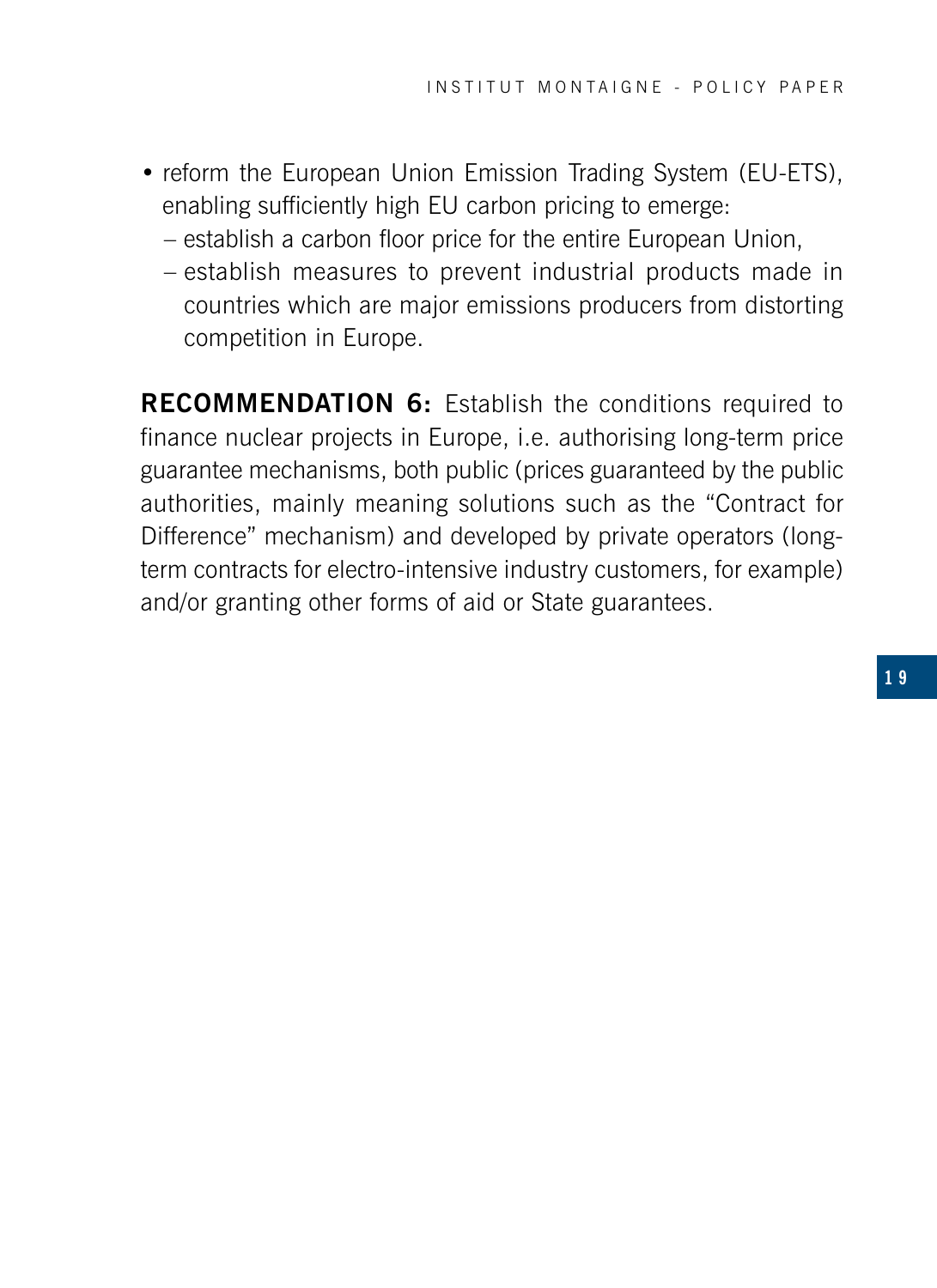- reform the European Union Emission Trading System (EU-ETS), enabling sufficiently high EU carbon pricing to emerge:
  - establish a carbon floor price for the entire European Union,
  - establish measures to prevent industrial products made in countries which are major emissions producers from distorting competition in Europe.

**RECOMMENDATION 6:** Establish the conditions required to finance nuclear projects in Europe, i.e. authorising long-term price guarantee mechanisms, both public (prices guaranteed by the public authorities, mainly meaning solutions such as the "Contract for Difference" mechanism) and developed by private operators (long-term contracts for electro-intensive industry customers, for example) and/or granting other forms of aid or State guarantees.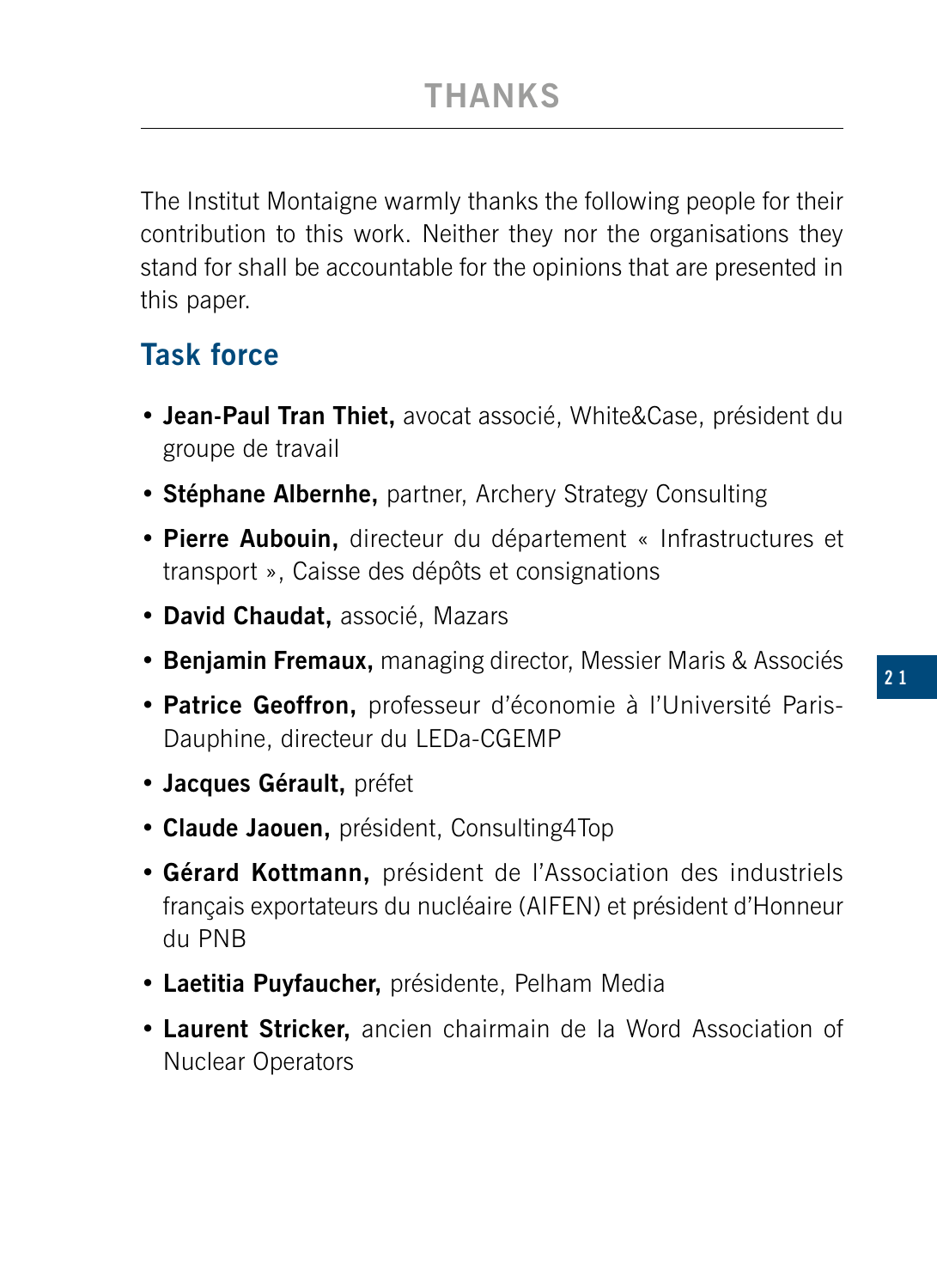# THANKS

The Institut Montaigne warmly thanks the following people for their contribution to this work. Neither they nor the organisations they stand for shall be accountable for the opinions that are presented in this paper.

## Task force

- **Jean-Paul Tran Thiet,** avocat associé, White&Case, président du groupe de travail
- **Stéphane Albernhe,** partner, Archery Strategy Consulting
- **Pierre Aubouin,** directeur du département « Infrastructures et transport », Caisse des dépôts et consignations
- **David Chaudat,** associé, Mazars
- **Benjamin Fremaux,** managing director, Messier Maris & Associés
- **Patrice Geoffron,** professeur d'économie à l'Université Paris-Dauphine, directeur du LEDa-CGEMP
- **Jacques Gérault,** préfet
- **Claude Jaouen,** président, Consulting4Top
- **Gérard Kottmann,** président de l'Association des industriels français exportateurs du nucléaire (AIFEN) et président d'Honneur du PNB
- **Laetitia Puyfaucher,** présidente, Pelham Media
- **Laurent Stricker,** ancien chairmain de la Word Association of Nuclear Operators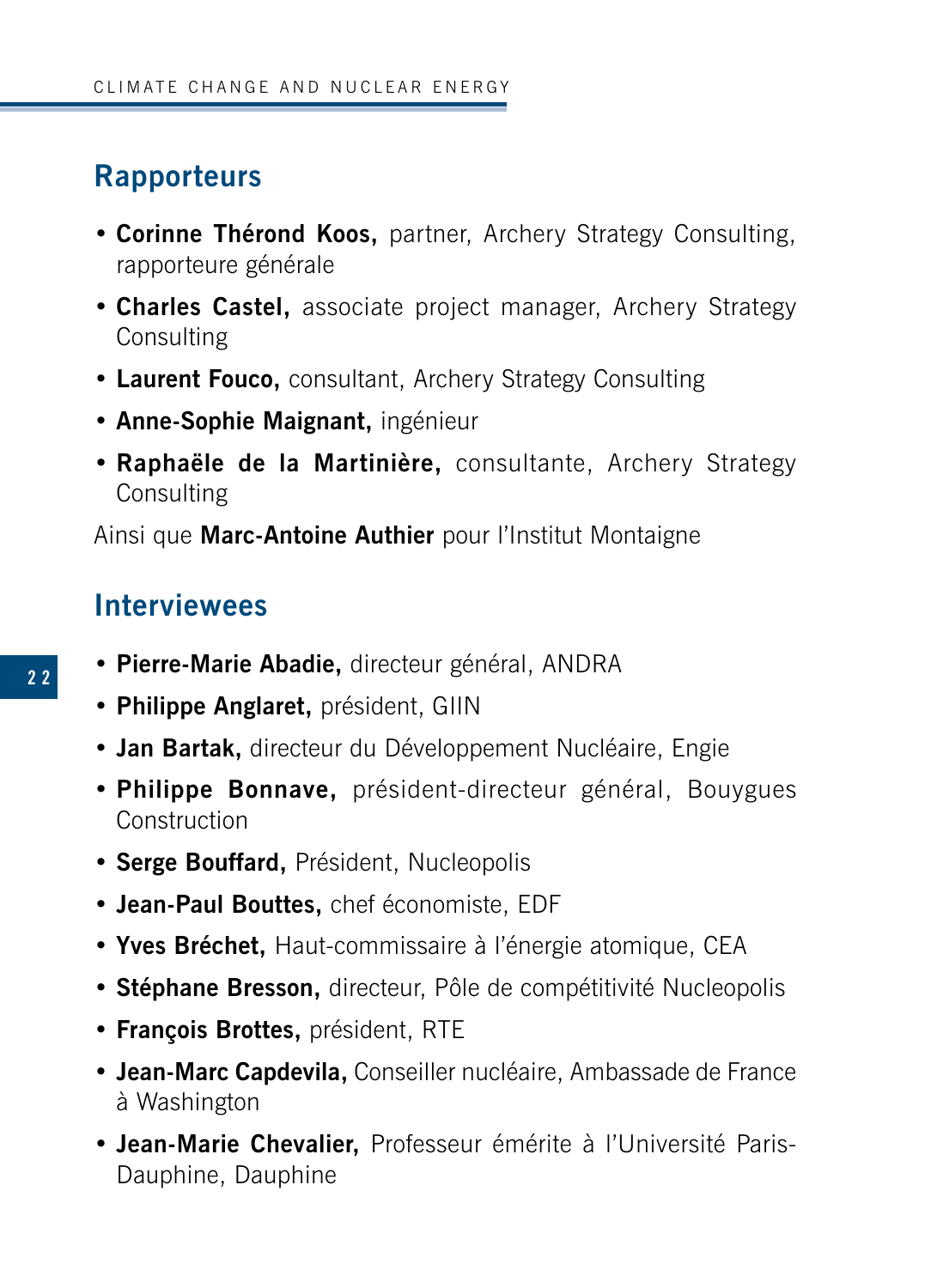## Rapporteurs

- **Corinne Thérond Koos,** partner, Archery Strategy Consulting, rapporteure générale
- **Charles Castel,** associate project manager, Archery Strategy Consulting
- **Laurent Fouco,** consultant, Archery Strategy Consulting
- **Anne-Sophie Maignant,** ingénieur
- **Raphaële de la Martinière,** consultante, Archery Strategy Consulting

Ainsi que **Marc-Antoine Authier** pour l'Institut Montaigne

## Interviewees

- **Pierre-Marie Abadie,** directeur général, ANDRA
- **Philippe Anglaret,** président, GIIN
- **Jan Bartak,** directeur du Développement Nucléaire, Engie
- **Philippe Bonnave,** président-directeur général, Bouygues Construction
- **Serge Bouffard,** Président, Nucleopolis
- **Jean-Paul Bouttes,** chef économiste, EDF
- **Yves Bréchet,** Haut-commissaire à l'énergie atomique, CEA
- **Stéphane Bresson,** directeur, Pôle de compétitivité Nucleopolis
- **François Brottes,** président, RTE
- **Jean-Marc Capdevila,** Conseiller nucléaire, Ambassade de France à Washington
- **Jean-Marie Chevalier,** Professeur émérite à l'Université Paris-Dauphine, Dauphine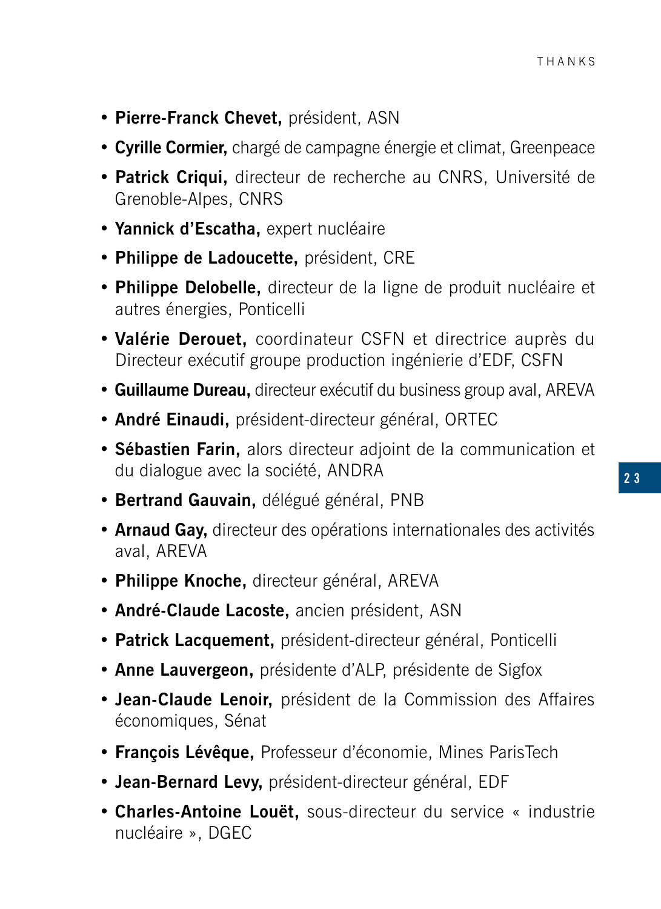- **Pierre-Franck Chevet,** président, ASN
- **Cyrille Cormier,** chargé de campagne énergie et climat, Greenpeace
- **Patrick Criqui,** directeur de recherche au CNRS, Université de Grenoble-Alpes, CNRS
- **Yannick d'Escatha,** expert nucléaire
- **Philippe de Ladoucette,** président, CRE
- **Philippe Delobelle,** directeur de la ligne de produit nucléaire et autres énergies, Ponticelli
- **Valérie Derouet,** coordinateur CSFN et directrice auprès du Directeur exécutif groupe production ingénierie d'EDF, CSFN
- **Guillaume Dureau,** directeur exécutif du business group aval, AREVA
- **André Einaudi,** président-directeur général, ORTEC
- **Sébastien Farin,** alors directeur adjoint de la communication et du dialogue avec la société, ANDRA
- **Bertrand Gauvain,** délégué général, PNB
- **Arnaud Gay,** directeur des opérations internationales des activités aval, AREVA
- **Philippe Knoche,** directeur général, AREVA
- **André-Claude Lacoste,** ancien président, ASN
- **Patrick Lacquement,** président-directeur général, Ponticelli
- **Anne Lauvergeon,** présidente d'ALP, présidente de Sigfox
- **Jean-Claude Lenoir,** président de la Commission des Affaires économiques, Sénat
- **François Lévêque,** Professeur d'économie, Mines ParisTech
- **Jean-Bernard Levy,** président-directeur général, EDF
- **Charles-Antoine Louët,** sous-directeur du service « industrie nucléaire », DGEC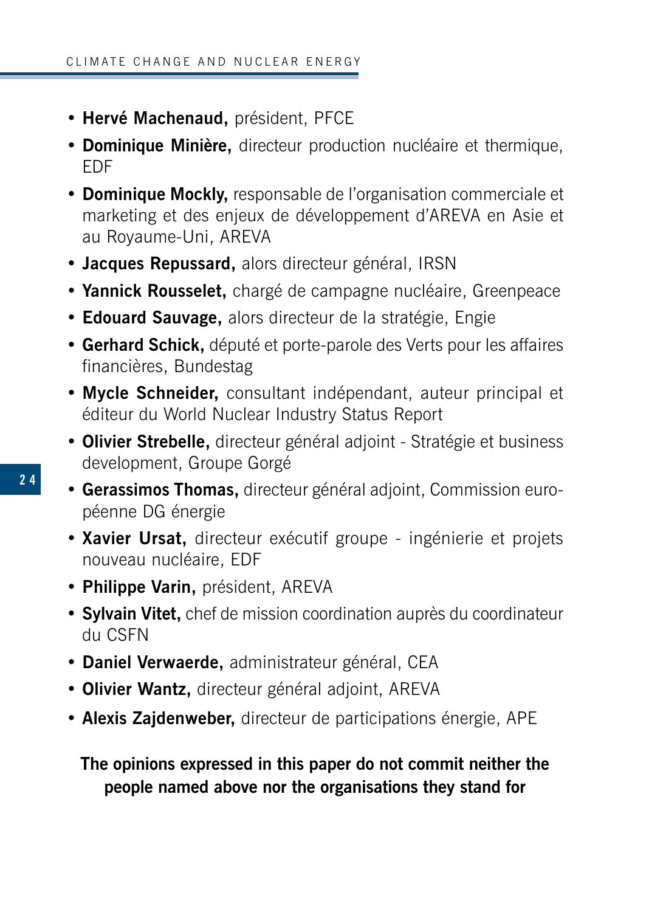- **Hervé Machenaud,** président, PFCE
- **Dominique Minière,** directeur production nucléaire et thermique, EDF
- **Dominique Mockly,** responsable de l'organisation commerciale et marketing et des enjeux de développement d'AREVA en Asie et au Royaume-Uni, AREVA
- **Jacques Repussard,** alors directeur général, IRSN
- **Yannick Rousselet,** chargé de campagne nucléaire, Greenpeace
- **Edouard Sauvage,** alors directeur de la stratégie, Engie
- **Gerhard Schick,** député et porte-parole des Verts pour les affaires financières, Bundestag
- **Mycle Schneider,** consultant indépendant, auteur principal et éditeur du World Nuclear Industry Status Report
- **Olivier Strebelle,** directeur général adjoint - Stratégie et business development, Groupe Gorgé
- **Gerassimos Thomas,** directeur général adjoint, Commission européenne DG énergie
- **Xavier Ursat,** directeur exécutif groupe - ingénierie et projets nouveau nucléaire, EDF
- **Philippe Varin,** président, AREVA
- **Sylvain Vitet,** chef de mission coordination auprès du coordinateur du CSFN
- **Daniel Verwaerde,** administrateur général, CEA
- **Olivier Wantz,** directeur général adjoint, AREVA
- **Alexis Zajdenweber,** directeur de participations énergie, APE

**The opinions expressed in this paper do not commit neither the people named above nor the organisations they stand for**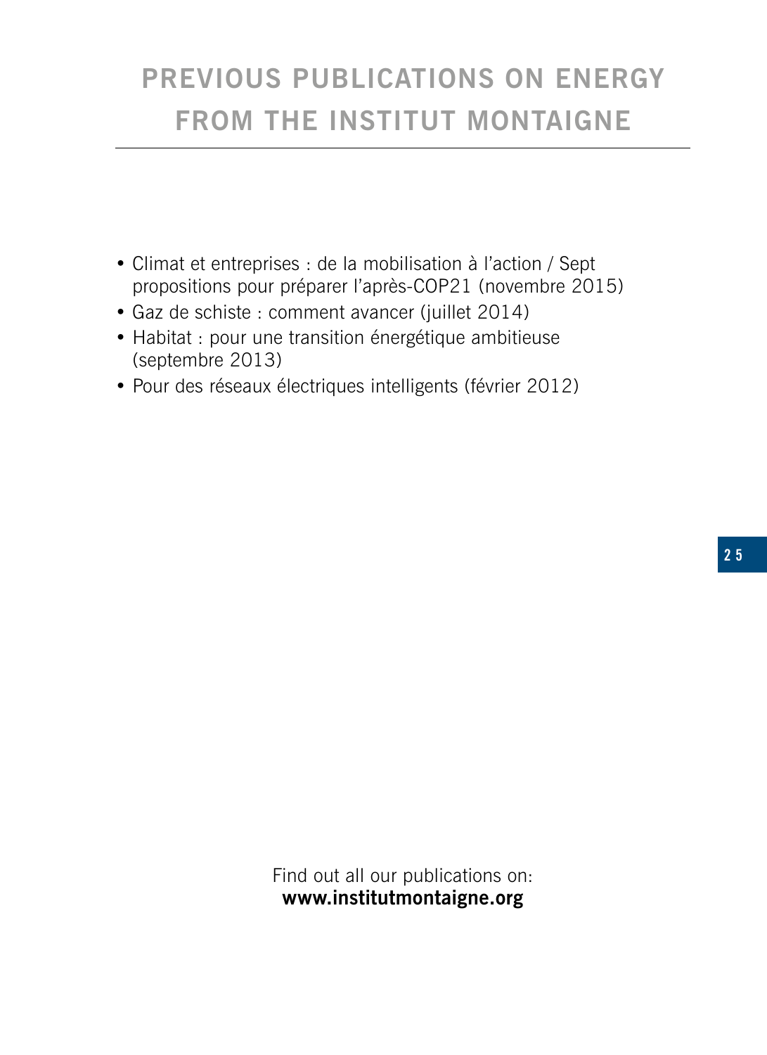# PREVIOUS PUBLICATIONS ON ENERGY FROM THE INSTITUT MONTAIGNE

- Climat et entreprises : de la mobilisation à l'action / Sept propositions pour préparer l'après-COP21 (novembre 2015)
- Gaz de schiste : comment avancer (juillet 2014)
- Habitat : pour une transition énergétique ambitieuse (septembre 2013)
- Pour des réseaux électriques intelligents (février 2012)

Find out all our publications on:
**www.institutmontaigne.org**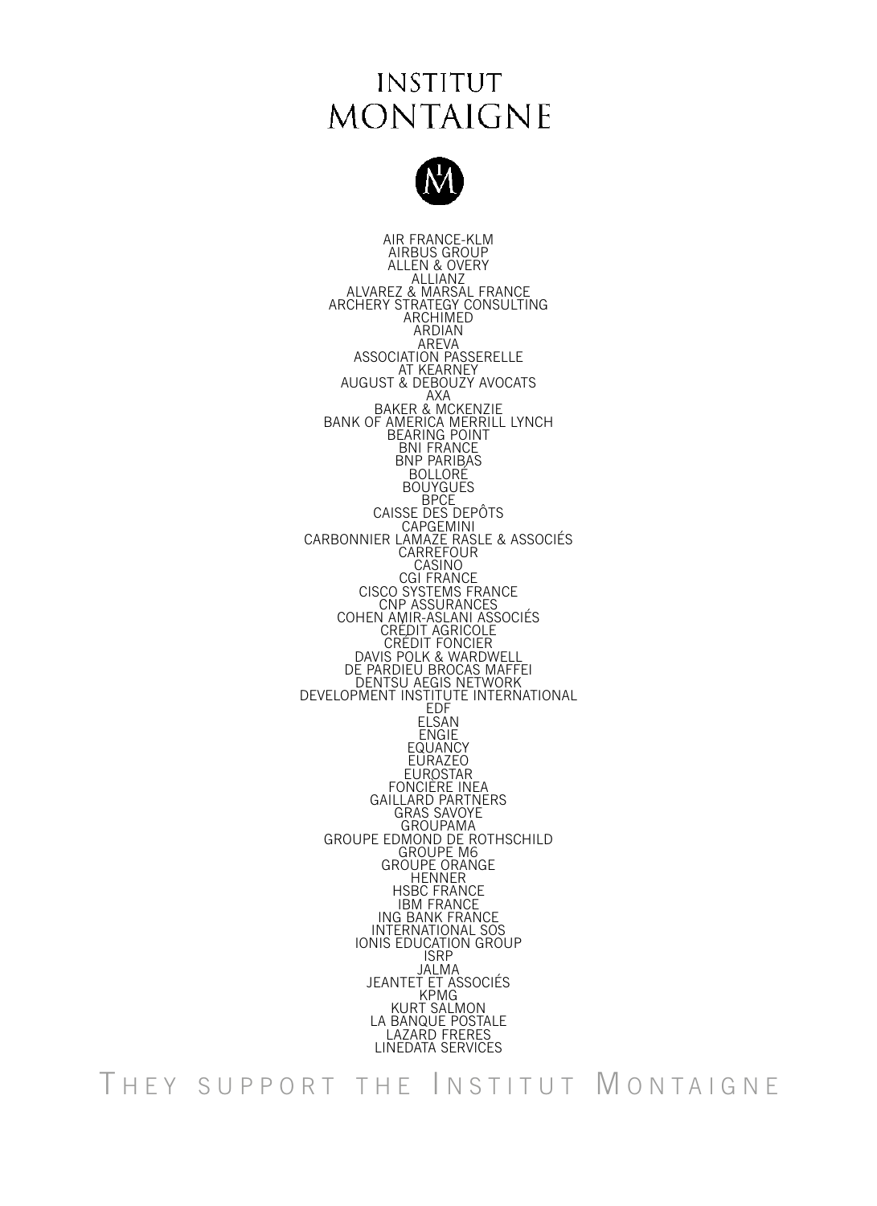# INSTITUT MONTAIGNE

AIR FRANCE-KLM
AIRBUS GROUP
ALLEN & OVERY
ALLIANZ
ALVAREZ & MARSAL FRANCE
ARCHERY STRATEGY CONSULTING
ARCHIMED
ARDIAN
AREVA
ASSOCIATION PASSERELLE
AT KEARNEY
AUGUST & DEBOUZY AVOCATS
AXA
BAKER & MCKENZIE
BANK OF AMERICA MERRILL LYNCH
BEARING POINT
BNI FRANCE
BNP PARIBAS
BOLLORÉ
BOUYGUES
BPCE
CAISSE DES DEPÔTS
CAPGEMINI
CARBONNIER LAMAZE RASLE & ASSOCIÉS
CARREFOUR
CASINO
CGI FRANCE
CISCO SYSTEMS FRANCE
CNP ASSURANCES
COHEN AMIR-ASLANI ASSOCIÉS
CRÉDIT AGRICOLE
CRÉDIT FONCIER
DAVIS POLK & WARDWELL
DE PARDIEU BROCAS MAFFEI
DENTSU AEGIS NETWORK
DEVELOPMENT INSTITUTE INTERNATIONAL
EDF
ELSAN
ENGIE
EQUANCY
EURAZEO
EUROSTAR
FONCIÈRE INEA
GAILLARD PARTNERS
GRAS SAVOYE
GROUPAMA
GROUPE EDMOND DE ROTHSCHILD
GROUPE M6
GROUPE ORANGE
HENNER
HSBC FRANCE
IBM FRANCE
ING BANK FRANCE
INTERNATIONAL SOS
IONIS EDUCATION GROUP
ISRP
JALMA
JEANTET ET ASSOCIÉS
KPMG
KURT SALMON
LA BANQUE POSTALE
LAZARD FRERES
LINEDATA SERVICES

THEY SUPPORT THE INSTITUT MONTAIGNE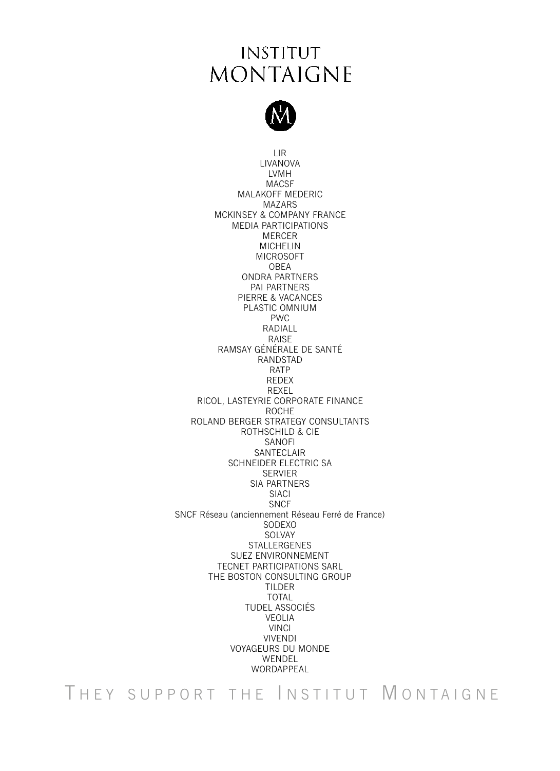# INSTITUT MONTAIGNE

LIR
LIVANOVA
LVMH
MACSF
MALAKOFF MEDERIC
MAZARS
MCKINSEY & COMPANY FRANCE
MEDIA PARTICIPATIONS
MERCER
MICHELIN
MICROSOFT
OBEA
ONDRA PARTNERS
PAI PARTNERS
PIERRE & VACANCES
PLASTIC OMNIUM
PWC
RADIALL
RAISE
RAMSAY GÉNÉRALE DE SANTÉ
RANDSTAD
RATP
REDEX
REXEL
RICOL, LASTEYRIE CORPORATE FINANCE
ROCHE
ROLAND BERGER STRATEGY CONSULTANTS
ROTHSCHILD & CIE
SANOFI
SANTECLAIR
SCHNEIDER ELECTRIC SA
SERVIER
SIA PARTNERS
SIACI
SNCF
SNCF Réseau (anciennement Réseau Ferré de France)
SODEXO
SOLVAY
STALLERGENES
SUEZ ENVIRONNEMENT
TECNET PARTICIPATIONS SARL
THE BOSTON CONSULTING GROUP
TILDER
TOTAL
TUDEL ASSOCIÉS
VEOLIA
VINCI
VIVENDI
VOYAGEURS DU MONDE
WENDEL
WORDAPPEAL

THEY SUPPORT THE INSTITUT MONTAIGNE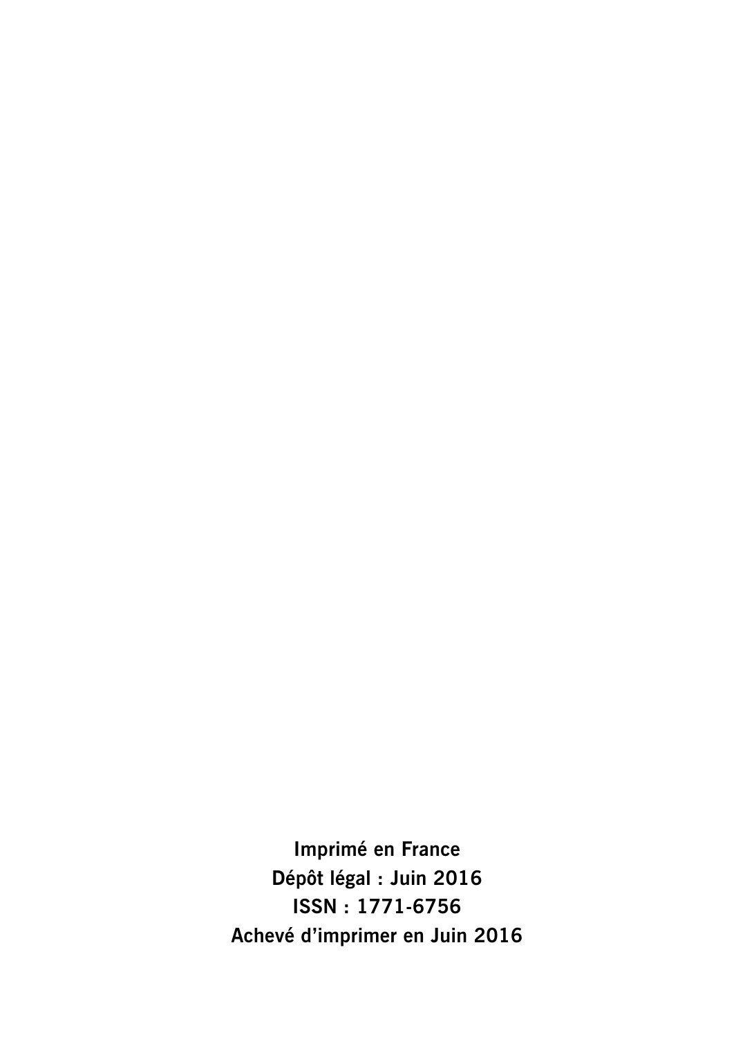**Imprimé en France**
**Dépôt légal : Juin 2016**
**ISSN : 1771-6756**
**Achevé d'imprimer en Juin 2016**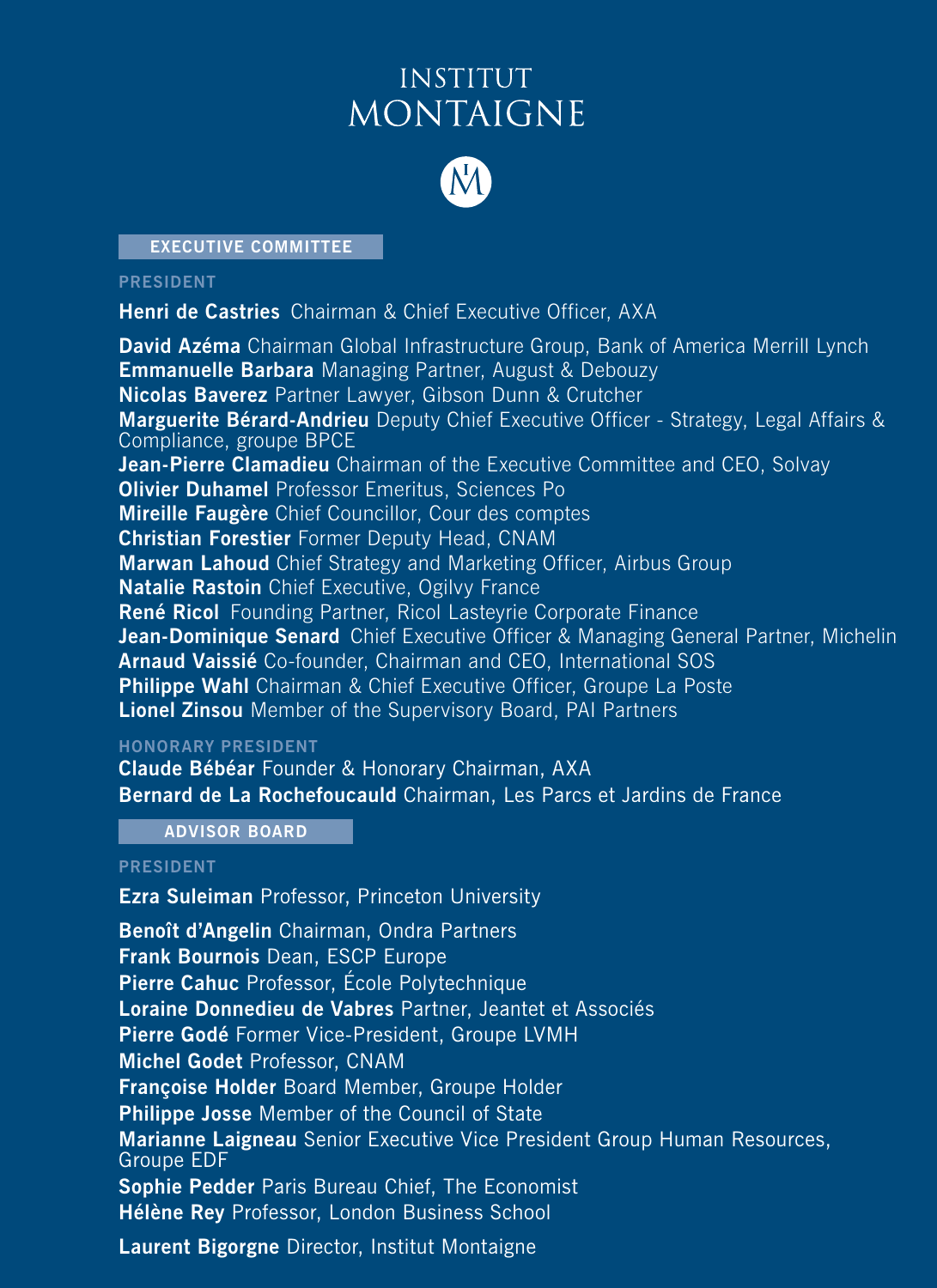# INSTITUT MONTAIGNE

## EXECUTIVE COMMITTEE

### PRESIDENT

**Henri de Castries** Chairman & Chief Executive Officer, AXA

**David Azéma** Chairman Global Infrastructure Group, Bank of America Merrill Lynch
**Emmanuelle Barbara** Managing Partner, August & Debouzy
**Nicolas Baverez** Partner Lawyer, Gibson Dunn & Crutcher
**Marguerite Bérard-Andrieu** Deputy Chief Executive Officer - Strategy, Legal Affairs & Compliance, groupe BPCE
**Jean-Pierre Clamadieu** Chairman of the Executive Committee and CEO, Solvay
**Olivier Duhamel** Professor Emeritus, Sciences Po
**Mireille Faugère** Chief Councillor, Cour des comptes
**Christian Forestier** Former Deputy Head, CNAM
**Marwan Lahoud** Chief Strategy and Marketing Officer, Airbus Group
**Natalie Rastoin** Chief Executive, Ogilvy France
**René Ricol** Founding Partner, Ricol Lasteyrie Corporate Finance
**Jean-Dominique Senard** Chief Executive Officer & Managing General Partner, Michelin
**Arnaud Vaissié** Co-founder, Chairman and CEO, International SOS
**Philippe Wahl** Chairman & Chief Executive Officer, Groupe La Poste
**Lionel Zinsou** Member of the Supervisory Board, PAI Partners

### HONORARY PRESIDENT

**Claude Bébéar** Founder & Honorary Chairman, AXA
**Bernard de La Rochefoucauld** Chairman, Les Parcs et Jardins de France

## ADVISOR BOARD

### PRESIDENT

**Ezra Suleiman** Professor, Princeton University

**Benoît d'Angelin** Chairman, Ondra Partners
**Frank Bournois** Dean, ESCP Europe
**Pierre Cahuc** Professor, École Polytechnique
**Loraine Donnedieu de Vabres** Partner, Jeantet et Associés
**Pierre Godé** Former Vice-President, Groupe LVMH
**Michel Godet** Professor, CNAM
**Françoise Holder** Board Member, Groupe Holder
**Philippe Josse** Member of the Council of State
**Marianne Laigneau** Senior Executive Vice President Group Human Resources, Groupe EDF
**Sophie Pedder** Paris Bureau Chief, The Economist
**Hélène Rey** Professor, London Business School

**Laurent Bigorgne** Director, Institut Montaigne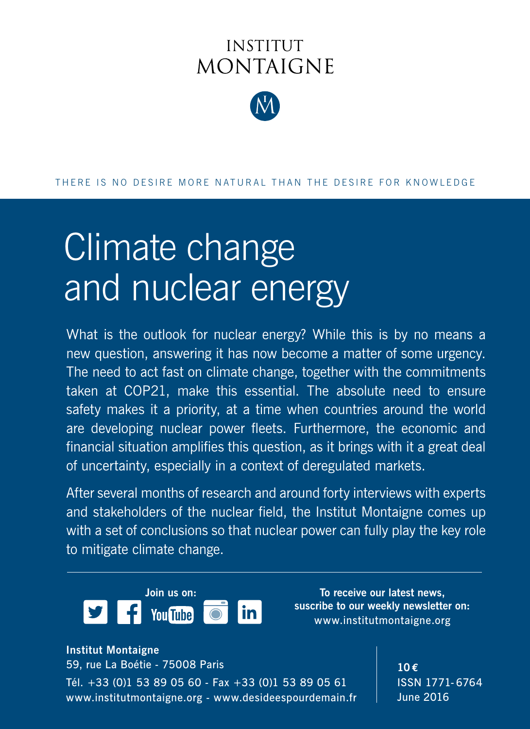INSTITUT
MONTAIGNE

THERE IS NO DESIRE MORE NATURAL THAN THE DESIRE FOR KNOWLEDGE

# Climate change and nuclear energy

What is the outlook for nuclear energy? While this is by no means a new question, answering it has now become a matter of some urgency. The need to act fast on climate change, together with the commitments taken at COP21, make this essential. The absolute need to ensure safety makes it a priority, at a time when countries around the world are developing nuclear power fleets. Furthermore, the economic and financial situation amplifies this question, as it brings with it a great deal of uncertainty, especially in a context of deregulated markets.

After several months of research and around forty interviews with experts and stakeholders of the nuclear field, the Institut Montaigne comes up with a set of conclusions so that nuclear power can fully play the key role to mitigate climate change.

---

**Join us on:**

**To receive our latest news, suscribe to our weekly newsletter on:**
www.institutmontaigne.org

**Institut Montaigne**
59, rue La Boétie - 75008 Paris
Tél. +33 (0)1 53 89 05 60 - Fax +33 (0)1 53 89 05 61
www.institutmontaigne.org - www.desideespourdemain.fr

**10€**
ISSN 1771-6764
June 2016